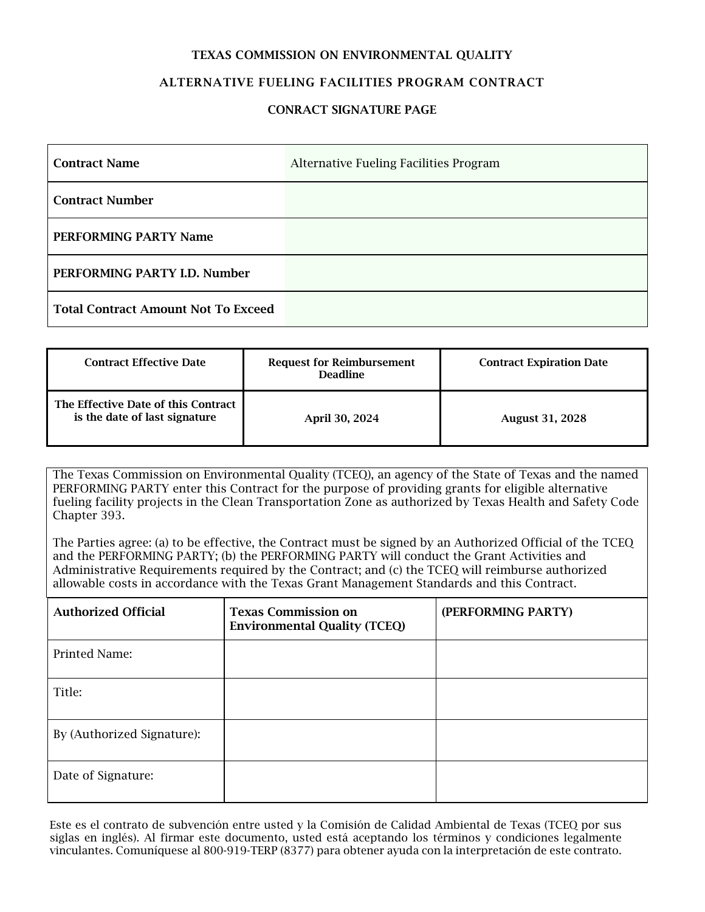# TEXAS COMMISSION ON ENVIRONMENTAL QUALITY

## ALTERNATIVE FUELING FACILITIES PROGRAM CONTRACT

### CONRACT SIGNATURE PAGE

| **Contract Name** | Alternative Fueling Facilities Program |
|---|---|
| **Contract Number** | |
| **PERFORMING PARTY Name** | |
| **PERFORMING PARTY I.D. Number** | |
| **Total Contract Amount Not To Exceed** | |

| **Contract Effective Date** | **Request for Reimbursement Deadline** | **Contract Expiration Date** |
|---|---|---|
| **The Effective Date of this Contract is the date of last signature** | **April 30, 2024** | **August 31, 2028** |

The Texas Commission on Environmental Quality (TCEQ), an agency of the State of Texas and the named PERFORMING PARTY enter this Contract for the purpose of providing grants for eligible alternative fueling facility projects in the Clean Transportation Zone as authorized by Texas Health and Safety Code Chapter 393.

The Parties agree: (a) to be effective, the Contract must be signed by an Authorized Official of the TCEQ and the PERFORMING PARTY; (b) the PERFORMING PARTY will conduct the Grant Activities and Administrative Requirements required by the Contract; and (c) the TCEQ will reimburse authorized allowable costs in accordance with the Texas Grant Management Standards and this Contract.

| **Authorized Official** | **Texas Commission on Environmental Quality (TCEQ)** | **(PERFORMING PARTY)** |
|---|---|---|
| Printed Name: | | |
| Title: | | |
| By (Authorized Signature): | | |
| Date of Signature: | | |

Este es el contrato de subvención entre usted y la Comisión de Calidad Ambiental de Texas (TCEQ por sus siglas en inglés). Al firmar este documento, usted está aceptando los términos y condiciones legalmente vinculantes. Comuníquese al 800-919-TERP (8377) para obtener ayuda con la interpretación de este contrato.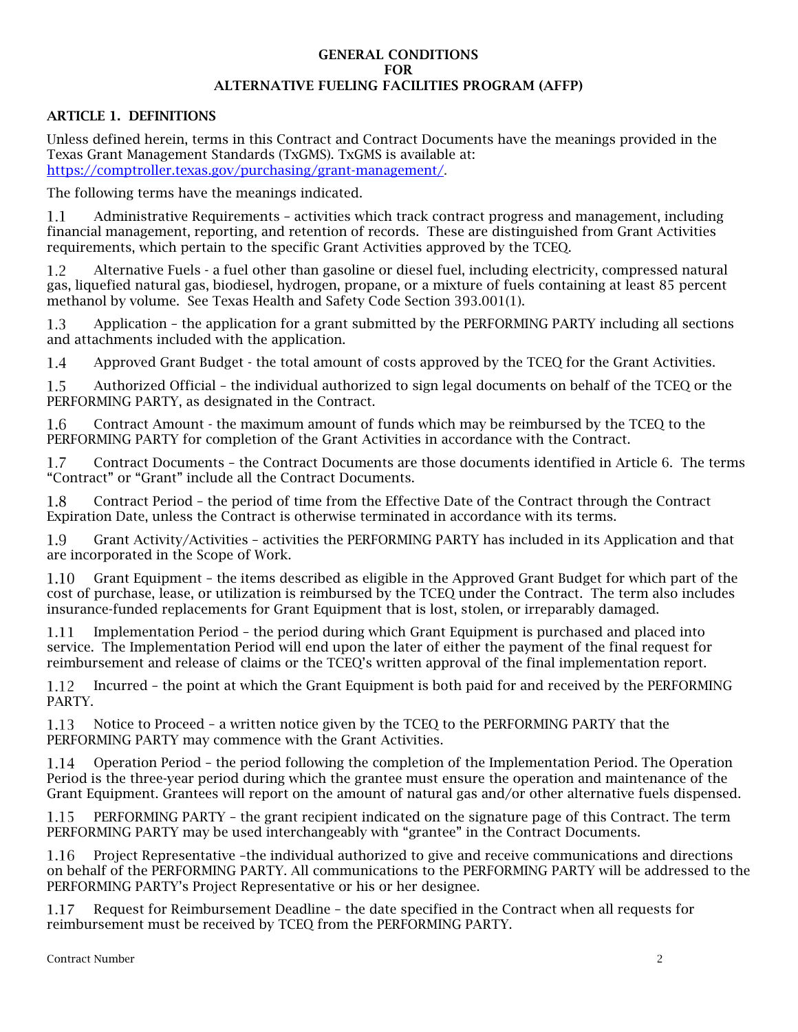# GENERAL CONDITIONS
# FOR
# ALTERNATIVE FUELING FACILITIES PROGRAM (AFFP)

## ARTICLE 1. DEFINITIONS

Unless defined herein, terms in this Contract and Contract Documents have the meanings provided in the Texas Grant Management Standards (TxGMS). TxGMS is available at: https://comptroller.texas.gov/purchasing/grant-management/.

The following terms have the meanings indicated.

1.1 Administrative Requirements – activities which track contract progress and management, including financial management, reporting, and retention of records. These are distinguished from Grant Activities requirements, which pertain to the specific Grant Activities approved by the TCEQ.

1.2 Alternative Fuels - a fuel other than gasoline or diesel fuel, including electricity, compressed natural gas, liquefied natural gas, biodiesel, hydrogen, propane, or a mixture of fuels containing at least 85 percent methanol by volume. See Texas Health and Safety Code Section 393.001(1).

1.3 Application – the application for a grant submitted by the PERFORMING PARTY including all sections and attachments included with the application.

1.4 Approved Grant Budget - the total amount of costs approved by the TCEQ for the Grant Activities.

1.5 Authorized Official – the individual authorized to sign legal documents on behalf of the TCEQ or the PERFORMING PARTY, as designated in the Contract.

1.6 Contract Amount - the maximum amount of funds which may be reimbursed by the TCEQ to the PERFORMING PARTY for completion of the Grant Activities in accordance with the Contract.

1.7 Contract Documents – the Contract Documents are those documents identified in Article 6. The terms "Contract" or "Grant" include all the Contract Documents.

1.8 Contract Period – the period of time from the Effective Date of the Contract through the Contract Expiration Date, unless the Contract is otherwise terminated in accordance with its terms.

1.9 Grant Activity/Activities – activities the PERFORMING PARTY has included in its Application and that are incorporated in the Scope of Work.

1.10 Grant Equipment – the items described as eligible in the Approved Grant Budget for which part of the cost of purchase, lease, or utilization is reimbursed by the TCEQ under the Contract. The term also includes insurance-funded replacements for Grant Equipment that is lost, stolen, or irreparably damaged.

1.11 Implementation Period – the period during which Grant Equipment is purchased and placed into service. The Implementation Period will end upon the later of either the payment of the final request for reimbursement and release of claims or the TCEQ's written approval of the final implementation report.

1.12 Incurred – the point at which the Grant Equipment is both paid for and received by the PERFORMING PARTY.

1.13 Notice to Proceed – a written notice given by the TCEQ to the PERFORMING PARTY that the PERFORMING PARTY may commence with the Grant Activities.

1.14 Operation Period – the period following the completion of the Implementation Period. The Operation Period is the three-year period during which the grantee must ensure the operation and maintenance of the Grant Equipment. Grantees will report on the amount of natural gas and/or other alternative fuels dispensed.

1.15 PERFORMING PARTY – the grant recipient indicated on the signature page of this Contract. The term PERFORMING PARTY may be used interchangeably with "grantee" in the Contract Documents.

1.16 Project Representative –the individual authorized to give and receive communications and directions on behalf of the PERFORMING PARTY. All communications to the PERFORMING PARTY will be addressed to the PERFORMING PARTY's Project Representative or his or her designee.

1.17 Request for Reimbursement Deadline – the date specified in the Contract when all requests for reimbursement must be received by TCEQ from the PERFORMING PARTY.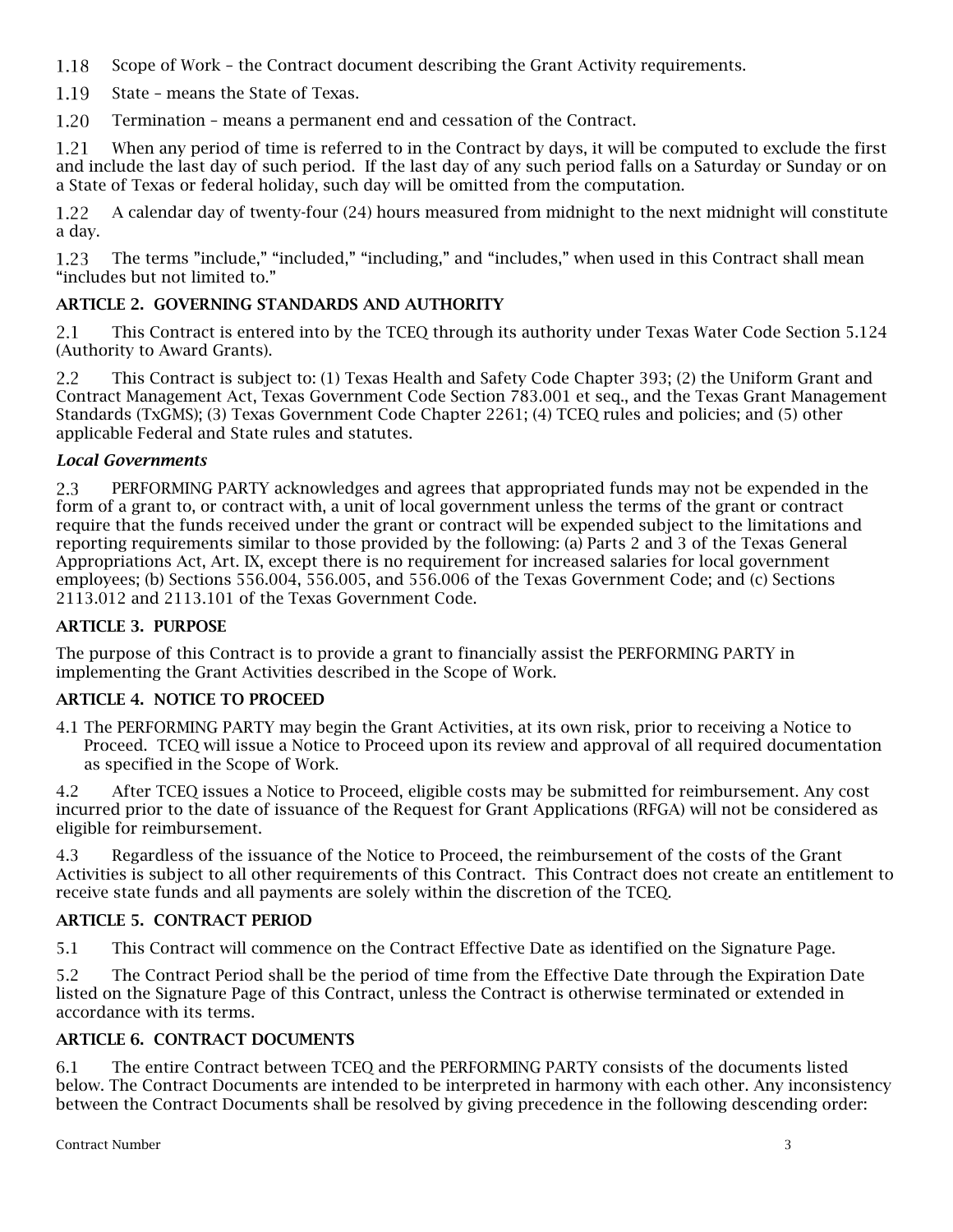1.18 Scope of Work – the Contract document describing the Grant Activity requirements.

1.19 State – means the State of Texas.

1.20 Termination – means a permanent end and cessation of the Contract.

1.21 When any period of time is referred to in the Contract by days, it will be computed to exclude the first and include the last day of such period. If the last day of any such period falls on a Saturday or Sunday or on a State of Texas or federal holiday, such day will be omitted from the computation.

1.22 A calendar day of twenty-four (24) hours measured from midnight to the next midnight will constitute a day.

1.23 The terms "include," "included," "including," and "includes," when used in this Contract shall mean "includes but not limited to."

## ARTICLE 2. GOVERNING STANDARDS AND AUTHORITY

2.1 This Contract is entered into by the TCEQ through its authority under Texas Water Code Section 5.124 (Authority to Award Grants).

2.2 This Contract is subject to: (1) Texas Health and Safety Code Chapter 393; (2) the Uniform Grant and Contract Management Act, Texas Government Code Section 783.001 et seq., and the Texas Grant Management Standards (TxGMS); (3) Texas Government Code Chapter 2261; (4) TCEQ rules and policies; and (5) other applicable Federal and State rules and statutes.

### *Local Governments*

2.3 PERFORMING PARTY acknowledges and agrees that appropriated funds may not be expended in the form of a grant to, or contract with, a unit of local government unless the terms of the grant or contract require that the funds received under the grant or contract will be expended subject to the limitations and reporting requirements similar to those provided by the following: (a) Parts 2 and 3 of the Texas General Appropriations Act, Art. IX, except there is no requirement for increased salaries for local government employees; (b) Sections 556.004, 556.005, and 556.006 of the Texas Government Code; and (c) Sections 2113.012 and 2113.101 of the Texas Government Code.

## ARTICLE 3. PURPOSE

The purpose of this Contract is to provide a grant to financially assist the PERFORMING PARTY in implementing the Grant Activities described in the Scope of Work.

## ARTICLE 4. NOTICE TO PROCEED

4.1 The PERFORMING PARTY may begin the Grant Activities, at its own risk, prior to receiving a Notice to Proceed. TCEQ will issue a Notice to Proceed upon its review and approval of all required documentation as specified in the Scope of Work.

4.2 After TCEQ issues a Notice to Proceed, eligible costs may be submitted for reimbursement. Any cost incurred prior to the date of issuance of the Request for Grant Applications (RFGA) will not be considered as eligible for reimbursement.

4.3 Regardless of the issuance of the Notice to Proceed, the reimbursement of the costs of the Grant Activities is subject to all other requirements of this Contract. This Contract does not create an entitlement to receive state funds and all payments are solely within the discretion of the TCEQ.

## ARTICLE 5. CONTRACT PERIOD

5.1 This Contract will commence on the Contract Effective Date as identified on the Signature Page.

5.2 The Contract Period shall be the period of time from the Effective Date through the Expiration Date listed on the Signature Page of this Contract, unless the Contract is otherwise terminated or extended in accordance with its terms.

## ARTICLE 6. CONTRACT DOCUMENTS

6.1 The entire Contract between TCEQ and the PERFORMING PARTY consists of the documents listed below. The Contract Documents are intended to be interpreted in harmony with each other. Any inconsistency between the Contract Documents shall be resolved by giving precedence in the following descending order: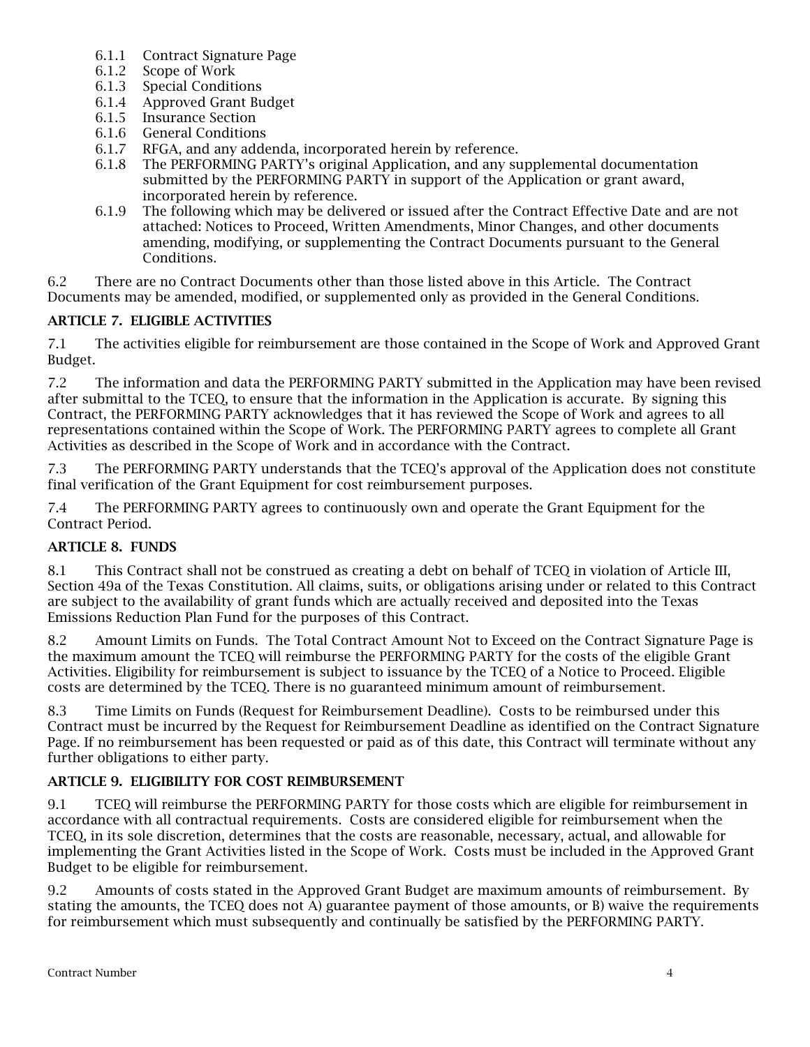- 6.1.1 Contract Signature Page
- 6.1.2 Scope of Work
- 6.1.3 Special Conditions
- 6.1.4 Approved Grant Budget
- 6.1.5 Insurance Section
- 6.1.6 General Conditions
- 6.1.7 RFGA, and any addenda, incorporated herein by reference.
- 6.1.8 The PERFORMING PARTY's original Application, and any supplemental documentation submitted by the PERFORMING PARTY in support of the Application or grant award, incorporated herein by reference.
- 6.1.9 The following which may be delivered or issued after the Contract Effective Date and are not attached: Notices to Proceed, Written Amendments, Minor Changes, and other documents amending, modifying, or supplementing the Contract Documents pursuant to the General Conditions.

6.2 There are no Contract Documents other than those listed above in this Article. The Contract Documents may be amended, modified, or supplemented only as provided in the General Conditions.

## ARTICLE 7. ELIGIBLE ACTIVITIES

7.1 The activities eligible for reimbursement are those contained in the Scope of Work and Approved Grant Budget.

7.2 The information and data the PERFORMING PARTY submitted in the Application may have been revised after submittal to the TCEQ, to ensure that the information in the Application is accurate. By signing this Contract, the PERFORMING PARTY acknowledges that it has reviewed the Scope of Work and agrees to all representations contained within the Scope of Work. The PERFORMING PARTY agrees to complete all Grant Activities as described in the Scope of Work and in accordance with the Contract.

7.3 The PERFORMING PARTY understands that the TCEQ's approval of the Application does not constitute final verification of the Grant Equipment for cost reimbursement purposes.

7.4 The PERFORMING PARTY agrees to continuously own and operate the Grant Equipment for the Contract Period.

## ARTICLE 8. FUNDS

8.1 This Contract shall not be construed as creating a debt on behalf of TCEQ in violation of Article III, Section 49a of the Texas Constitution. All claims, suits, or obligations arising under or related to this Contract are subject to the availability of grant funds which are actually received and deposited into the Texas Emissions Reduction Plan Fund for the purposes of this Contract.

8.2 Amount Limits on Funds. The Total Contract Amount Not to Exceed on the Contract Signature Page is the maximum amount the TCEQ will reimburse the PERFORMING PARTY for the costs of the eligible Grant Activities. Eligibility for reimbursement is subject to issuance by the TCEQ of a Notice to Proceed. Eligible costs are determined by the TCEQ. There is no guaranteed minimum amount of reimbursement.

8.3 Time Limits on Funds (Request for Reimbursement Deadline). Costs to be reimbursed under this Contract must be incurred by the Request for Reimbursement Deadline as identified on the Contract Signature Page. If no reimbursement has been requested or paid as of this date, this Contract will terminate without any further obligations to either party.

## ARTICLE 9. ELIGIBILITY FOR COST REIMBURSEMENT

9.1 TCEQ will reimburse the PERFORMING PARTY for those costs which are eligible for reimbursement in accordance with all contractual requirements. Costs are considered eligible for reimbursement when the TCEQ, in its sole discretion, determines that the costs are reasonable, necessary, actual, and allowable for implementing the Grant Activities listed in the Scope of Work. Costs must be included in the Approved Grant Budget to be eligible for reimbursement.

9.2 Amounts of costs stated in the Approved Grant Budget are maximum amounts of reimbursement. By stating the amounts, the TCEQ does not A) guarantee payment of those amounts, or B) waive the requirements for reimbursement which must subsequently and continually be satisfied by the PERFORMING PARTY.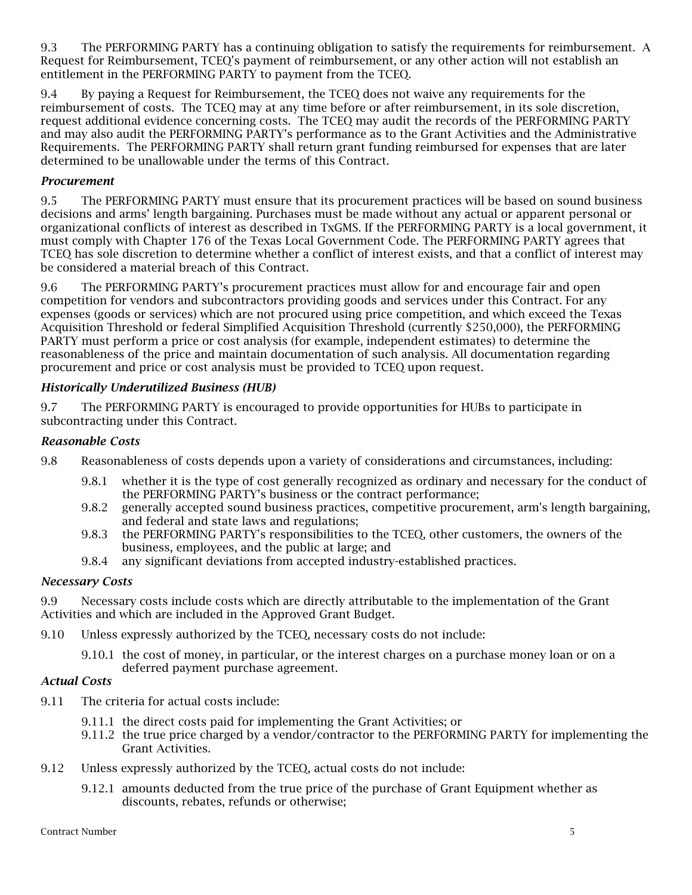9.3 The PERFORMING PARTY has a continuing obligation to satisfy the requirements for reimbursement. A Request for Reimbursement, TCEQ's payment of reimbursement, or any other action will not establish an entitlement in the PERFORMING PARTY to payment from the TCEQ.

9.4 By paying a Request for Reimbursement, the TCEQ does not waive any requirements for the reimbursement of costs. The TCEQ may at any time before or after reimbursement, in its sole discretion, request additional evidence concerning costs. The TCEQ may audit the records of the PERFORMING PARTY and may also audit the PERFORMING PARTY's performance as to the Grant Activities and the Administrative Requirements. The PERFORMING PARTY shall return grant funding reimbursed for expenses that are later determined to be unallowable under the terms of this Contract.

### *Procurement*

9.5 The PERFORMING PARTY must ensure that its procurement practices will be based on sound business decisions and arms' length bargaining. Purchases must be made without any actual or apparent personal or organizational conflicts of interest as described in TxGMS. If the PERFORMING PARTY is a local government, it must comply with Chapter 176 of the Texas Local Government Code. The PERFORMING PARTY agrees that TCEQ has sole discretion to determine whether a conflict of interest exists, and that a conflict of interest may be considered a material breach of this Contract.

9.6 The PERFORMING PARTY's procurement practices must allow for and encourage fair and open competition for vendors and subcontractors providing goods and services under this Contract. For any expenses (goods or services) which are not procured using price competition, and which exceed the Texas Acquisition Threshold or federal Simplified Acquisition Threshold (currently $250,000), the PERFORMING PARTY must perform a price or cost analysis (for example, independent estimates) to determine the reasonableness of the price and maintain documentation of such analysis. All documentation regarding procurement and price or cost analysis must be provided to TCEQ upon request.

### *Historically Underutilized Business (HUB)*

9.7 The PERFORMING PARTY is encouraged to provide opportunities for HUBs to participate in subcontracting under this Contract.

### *Reasonable Costs*

9.8 Reasonableness of costs depends upon a variety of considerations and circumstances, including:

- 9.8.1 whether it is the type of cost generally recognized as ordinary and necessary for the conduct of the PERFORMING PARTY's business or the contract performance;
- 9.8.2 generally accepted sound business practices, competitive procurement, arm's length bargaining, and federal and state laws and regulations;
- 9.8.3 the PERFORMING PARTY's responsibilities to the TCEQ, other customers, the owners of the business, employees, and the public at large; and
- 9.8.4 any significant deviations from accepted industry-established practices.

### *Necessary Costs*

9.9 Necessary costs include costs which are directly attributable to the implementation of the Grant Activities and which are included in the Approved Grant Budget.

9.10 Unless expressly authorized by the TCEQ, necessary costs do not include:

- 9.10.1 the cost of money, in particular, or the interest charges on a purchase money loan or on a deferred payment purchase agreement.

### *Actual Costs*

9.11 The criteria for actual costs include:

- 9.11.1 the direct costs paid for implementing the Grant Activities; or
- 9.11.2 the true price charged by a vendor/contractor to the PERFORMING PARTY for implementing the Grant Activities.

9.12 Unless expressly authorized by the TCEQ, actual costs do not include:

- 9.12.1 amounts deducted from the true price of the purchase of Grant Equipment whether as discounts, rebates, refunds or otherwise;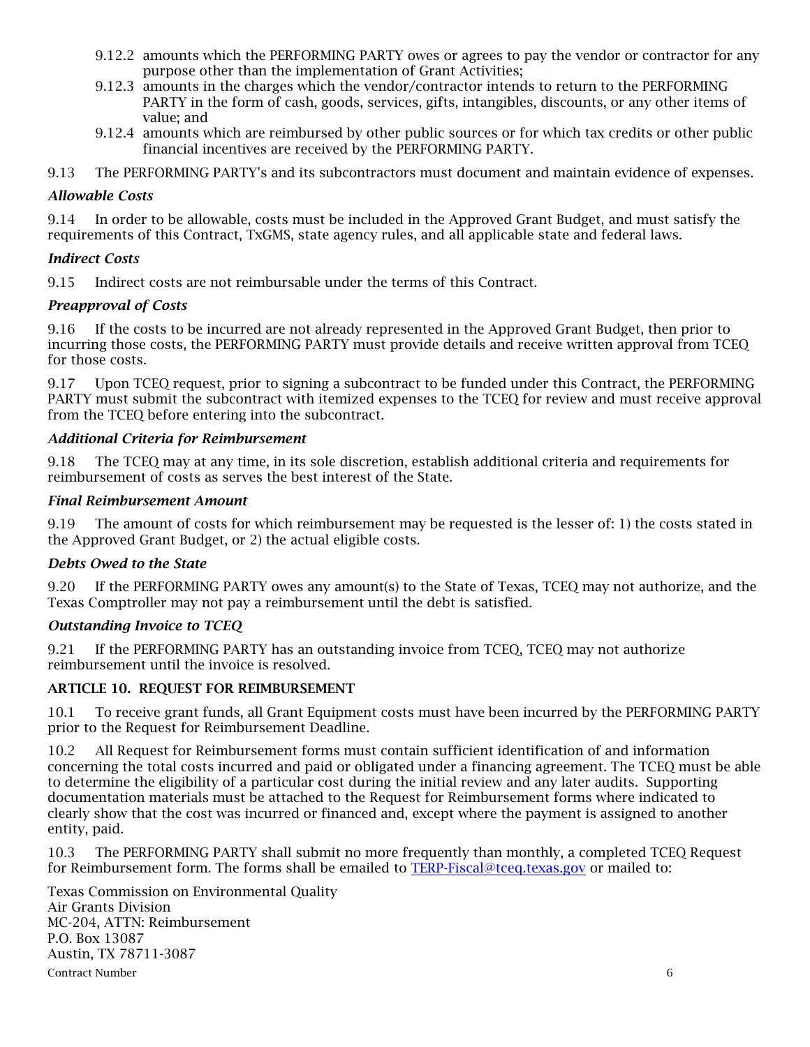9.12.2 amounts which the PERFORMING PARTY owes or agrees to pay the vendor or contractor for any purpose other than the implementation of Grant Activities;

9.12.3 amounts in the charges which the vendor/contractor intends to return to the PERFORMING PARTY in the form of cash, goods, services, gifts, intangibles, discounts, or any other items of value; and

9.12.4 amounts which are reimbursed by other public sources or for which tax credits or other public financial incentives are received by the PERFORMING PARTY.

9.13 The PERFORMING PARTY's and its subcontractors must document and maintain evidence of expenses.

*Allowable Costs*

9.14 In order to be allowable, costs must be included in the Approved Grant Budget, and must satisfy the requirements of this Contract, TxGMS, state agency rules, and all applicable state and federal laws.

*Indirect Costs*

9.15 Indirect costs are not reimbursable under the terms of this Contract.

*Preapproval of Costs*

9.16 If the costs to be incurred are not already represented in the Approved Grant Budget, then prior to incurring those costs, the PERFORMING PARTY must provide details and receive written approval from TCEQ for those costs.

9.17 Upon TCEQ request, prior to signing a subcontract to be funded under this Contract, the PERFORMING PARTY must submit the subcontract with itemized expenses to the TCEQ for review and must receive approval from the TCEQ before entering into the subcontract.

*Additional Criteria for Reimbursement*

9.18 The TCEQ may at any time, in its sole discretion, establish additional criteria and requirements for reimbursement of costs as serves the best interest of the State.

*Final Reimbursement Amount*

9.19 The amount of costs for which reimbursement may be requested is the lesser of: 1) the costs stated in the Approved Grant Budget, or 2) the actual eligible costs.

*Debts Owed to the State*

9.20 If the PERFORMING PARTY owes any amount(s) to the State of Texas, TCEQ may not authorize, and the Texas Comptroller may not pay a reimbursement until the debt is satisfied.

*Outstanding Invoice to TCEQ*

9.21 If the PERFORMING PARTY has an outstanding invoice from TCEQ, TCEQ may not authorize reimbursement until the invoice is resolved.

**ARTICLE 10. REQUEST FOR REIMBURSEMENT**

10.1 To receive grant funds, all Grant Equipment costs must have been incurred by the PERFORMING PARTY prior to the Request for Reimbursement Deadline.

10.2 All Request for Reimbursement forms must contain sufficient identification of and information concerning the total costs incurred and paid or obligated under a financing agreement. The TCEQ must be able to determine the eligibility of a particular cost during the initial review and any later audits. Supporting documentation materials must be attached to the Request for Reimbursement forms where indicated to clearly show that the cost was incurred or financed and, except where the payment is assigned to another entity, paid.

10.3 The PERFORMING PARTY shall submit no more frequently than monthly, a completed TCEQ Request for Reimbursement form. The forms shall be emailed to TERP-Fiscal@tceq.texas.gov or mailed to:

Texas Commission on Environmental Quality
Air Grants Division
MC-204, ATTN: Reimbursement
P.O. Box 13087
Austin, TX 78711-3087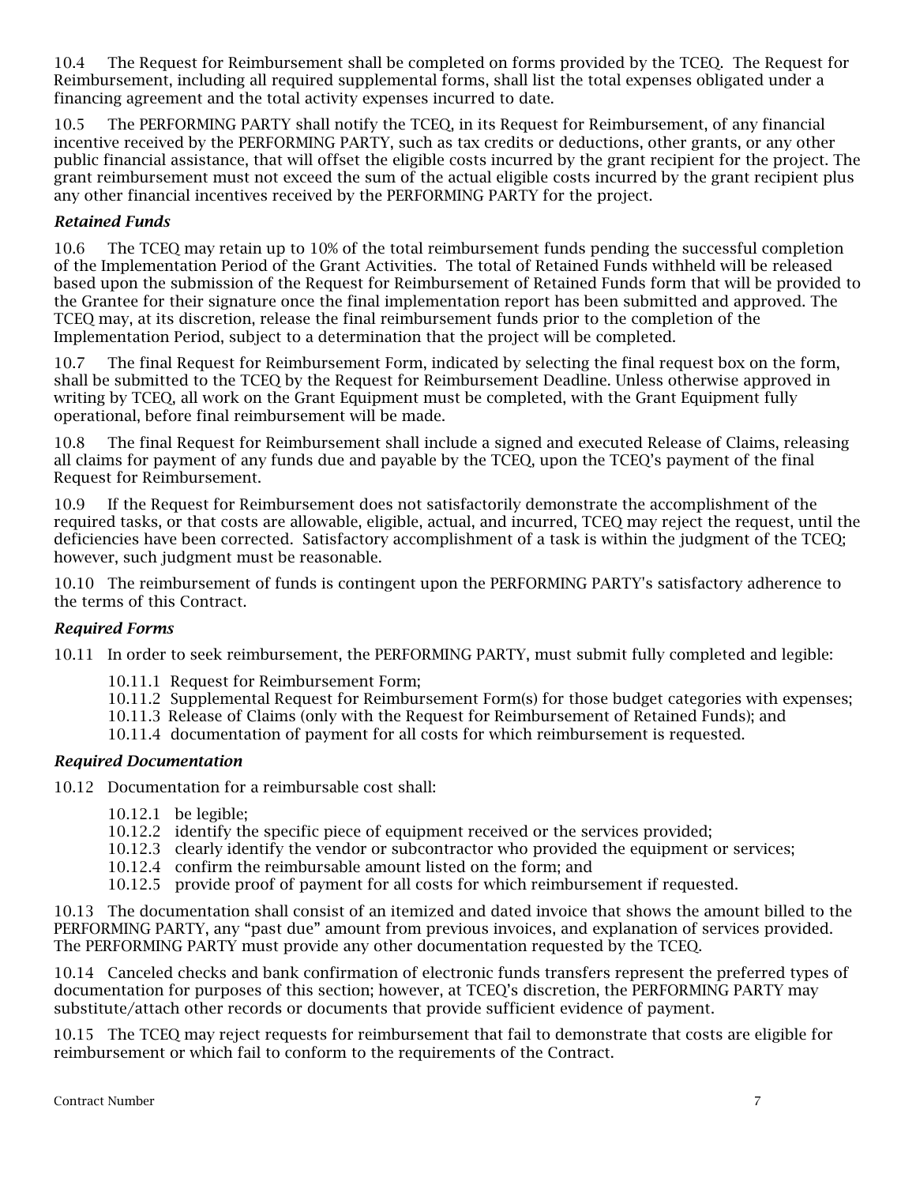10.4 The Request for Reimbursement shall be completed on forms provided by the TCEQ. The Request for Reimbursement, including all required supplemental forms, shall list the total expenses obligated under a financing agreement and the total activity expenses incurred to date.

10.5 The PERFORMING PARTY shall notify the TCEQ, in its Request for Reimbursement, of any financial incentive received by the PERFORMING PARTY, such as tax credits or deductions, other grants, or any other public financial assistance, that will offset the eligible costs incurred by the grant recipient for the project. The grant reimbursement must not exceed the sum of the actual eligible costs incurred by the grant recipient plus any other financial incentives received by the PERFORMING PARTY for the project.

***Retained Funds***

10.6 The TCEQ may retain up to 10% of the total reimbursement funds pending the successful completion of the Implementation Period of the Grant Activities. The total of Retained Funds withheld will be released based upon the submission of the Request for Reimbursement of Retained Funds form that will be provided to the Grantee for their signature once the final implementation report has been submitted and approved. The TCEQ may, at its discretion, release the final reimbursement funds prior to the completion of the Implementation Period, subject to a determination that the project will be completed.

10.7 The final Request for Reimbursement Form, indicated by selecting the final request box on the form, shall be submitted to the TCEQ by the Request for Reimbursement Deadline. Unless otherwise approved in writing by TCEQ, all work on the Grant Equipment must be completed, with the Grant Equipment fully operational, before final reimbursement will be made.

10.8 The final Request for Reimbursement shall include a signed and executed Release of Claims, releasing all claims for payment of any funds due and payable by the TCEQ, upon the TCEQ's payment of the final Request for Reimbursement.

10.9 If the Request for Reimbursement does not satisfactorily demonstrate the accomplishment of the required tasks, or that costs are allowable, eligible, actual, and incurred, TCEQ may reject the request, until the deficiencies have been corrected. Satisfactory accomplishment of a task is within the judgment of the TCEQ; however, such judgment must be reasonable.

10.10 The reimbursement of funds is contingent upon the PERFORMING PARTY's satisfactory adherence to the terms of this Contract.

***Required Forms***

10.11 In order to seek reimbursement, the PERFORMING PARTY, must submit fully completed and legible:

- 10.11.1 Request for Reimbursement Form;
- 10.11.2 Supplemental Request for Reimbursement Form(s) for those budget categories with expenses;
- 10.11.3 Release of Claims (only with the Request for Reimbursement of Retained Funds); and
- 10.11.4 documentation of payment for all costs for which reimbursement is requested.

***Required Documentation***

10.12 Documentation for a reimbursable cost shall:

- 10.12.1 be legible;
- 10.12.2 identify the specific piece of equipment received or the services provided;
- 10.12.3 clearly identify the vendor or subcontractor who provided the equipment or services;
- 10.12.4 confirm the reimbursable amount listed on the form; and
- 10.12.5 provide proof of payment for all costs for which reimbursement if requested.

10.13 The documentation shall consist of an itemized and dated invoice that shows the amount billed to the PERFORMING PARTY, any "past due" amount from previous invoices, and explanation of services provided. The PERFORMING PARTY must provide any other documentation requested by the TCEQ.

10.14 Canceled checks and bank confirmation of electronic funds transfers represent the preferred types of documentation for purposes of this section; however, at TCEQ's discretion, the PERFORMING PARTY may substitute/attach other records or documents that provide sufficient evidence of payment.

10.15 The TCEQ may reject requests for reimbursement that fail to demonstrate that costs are eligible for reimbursement or which fail to conform to the requirements of the Contract.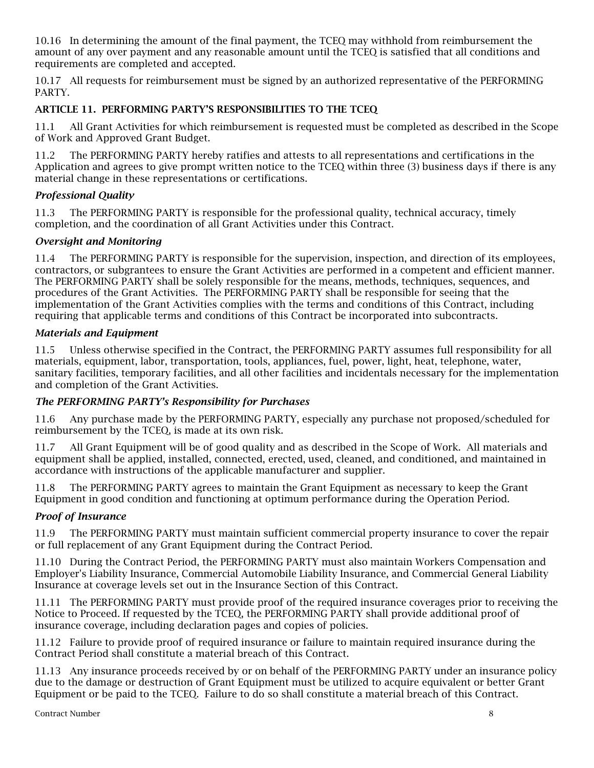10.16 In determining the amount of the final payment, the TCEQ may withhold from reimbursement the amount of any over payment and any reasonable amount until the TCEQ is satisfied that all conditions and requirements are completed and accepted.

10.17 All requests for reimbursement must be signed by an authorized representative of the PERFORMING PARTY.

## ARTICLE 11. PERFORMING PARTY'S RESPONSIBILITIES TO THE TCEQ

11.1 All Grant Activities for which reimbursement is requested must be completed as described in the Scope of Work and Approved Grant Budget.

11.2 The PERFORMING PARTY hereby ratifies and attests to all representations and certifications in the Application and agrees to give prompt written notice to the TCEQ within three (3) business days if there is any material change in these representations or certifications.

### *Professional Quality*

11.3 The PERFORMING PARTY is responsible for the professional quality, technical accuracy, timely completion, and the coordination of all Grant Activities under this Contract.

### *Oversight and Monitoring*

11.4 The PERFORMING PARTY is responsible for the supervision, inspection, and direction of its employees, contractors, or subgrantees to ensure the Grant Activities are performed in a competent and efficient manner. The PERFORMING PARTY shall be solely responsible for the means, methods, techniques, sequences, and procedures of the Grant Activities. The PERFORMING PARTY shall be responsible for seeing that the implementation of the Grant Activities complies with the terms and conditions of this Contract, including requiring that applicable terms and conditions of this Contract be incorporated into subcontracts.

### *Materials and Equipment*

11.5 Unless otherwise specified in the Contract, the PERFORMING PARTY assumes full responsibility for all materials, equipment, labor, transportation, tools, appliances, fuel, power, light, heat, telephone, water, sanitary facilities, temporary facilities, and all other facilities and incidentals necessary for the implementation and completion of the Grant Activities.

### *The PERFORMING PARTY's Responsibility for Purchases*

11.6 Any purchase made by the PERFORMING PARTY, especially any purchase not proposed/scheduled for reimbursement by the TCEQ, is made at its own risk.

11.7 All Grant Equipment will be of good quality and as described in the Scope of Work. All materials and equipment shall be applied, installed, connected, erected, used, cleaned, and conditioned, and maintained in accordance with instructions of the applicable manufacturer and supplier.

11.8 The PERFORMING PARTY agrees to maintain the Grant Equipment as necessary to keep the Grant Equipment in good condition and functioning at optimum performance during the Operation Period.

### *Proof of Insurance*

11.9 The PERFORMING PARTY must maintain sufficient commercial property insurance to cover the repair or full replacement of any Grant Equipment during the Contract Period.

11.10 During the Contract Period, the PERFORMING PARTY must also maintain Workers Compensation and Employer's Liability Insurance, Commercial Automobile Liability Insurance, and Commercial General Liability Insurance at coverage levels set out in the Insurance Section of this Contract.

11.11 The PERFORMING PARTY must provide proof of the required insurance coverages prior to receiving the Notice to Proceed. If requested by the TCEQ, the PERFORMING PARTY shall provide additional proof of insurance coverage, including declaration pages and copies of policies.

11.12 Failure to provide proof of required insurance or failure to maintain required insurance during the Contract Period shall constitute a material breach of this Contract.

11.13 Any insurance proceeds received by or on behalf of the PERFORMING PARTY under an insurance policy due to the damage or destruction of Grant Equipment must be utilized to acquire equivalent or better Grant Equipment or be paid to the TCEQ. Failure to do so shall constitute a material breach of this Contract.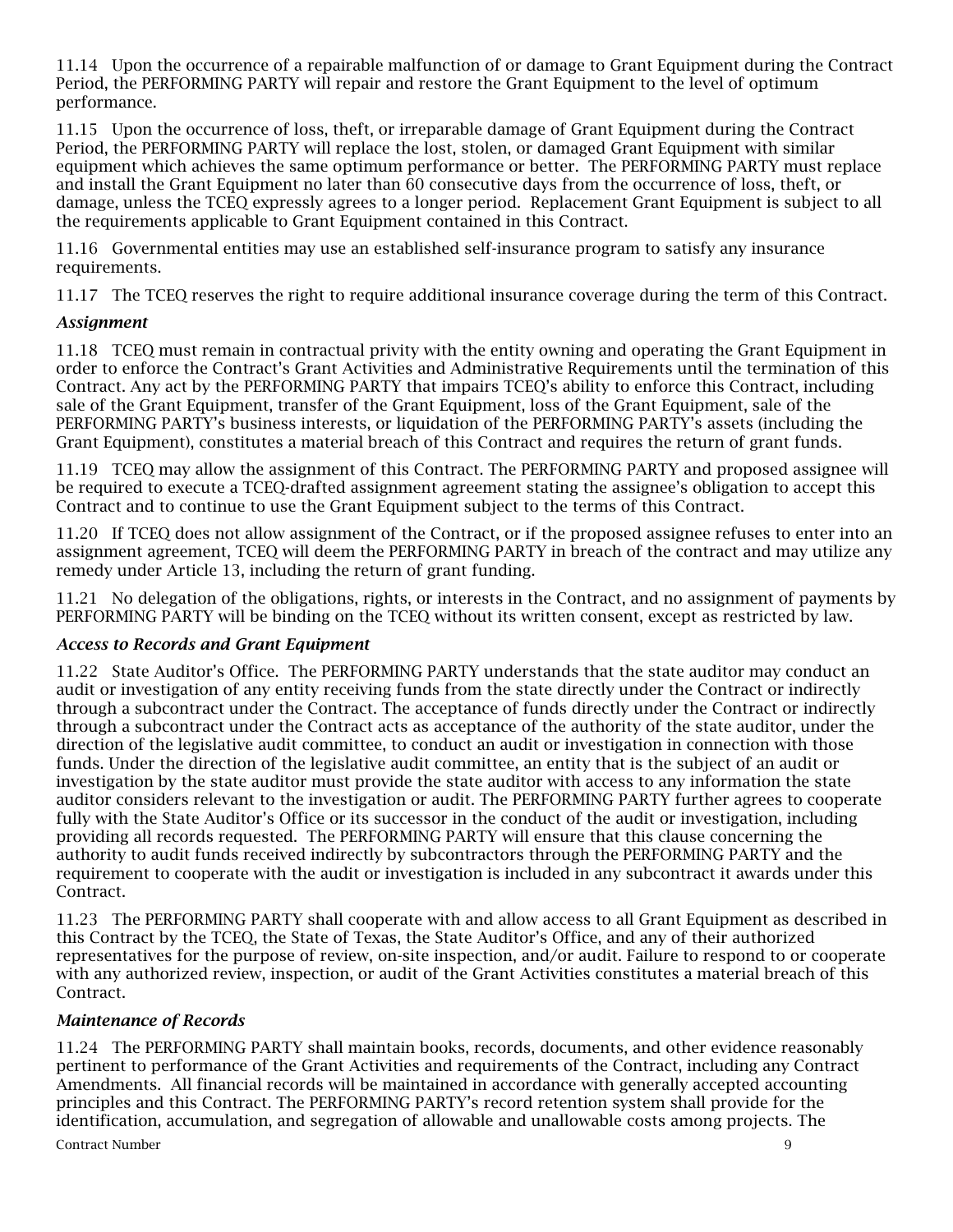11.14 Upon the occurrence of a repairable malfunction of or damage to Grant Equipment during the Contract Period, the PERFORMING PARTY will repair and restore the Grant Equipment to the level of optimum performance.

11.15 Upon the occurrence of loss, theft, or irreparable damage of Grant Equipment during the Contract Period, the PERFORMING PARTY will replace the lost, stolen, or damaged Grant Equipment with similar equipment which achieves the same optimum performance or better. The PERFORMING PARTY must replace and install the Grant Equipment no later than 60 consecutive days from the occurrence of loss, theft, or damage, unless the TCEQ expressly agrees to a longer period. Replacement Grant Equipment is subject to all the requirements applicable to Grant Equipment contained in this Contract.

11.16 Governmental entities may use an established self-insurance program to satisfy any insurance requirements.

11.17 The TCEQ reserves the right to require additional insurance coverage during the term of this Contract.

### *Assignment*

11.18 TCEQ must remain in contractual privity with the entity owning and operating the Grant Equipment in order to enforce the Contract's Grant Activities and Administrative Requirements until the termination of this Contract. Any act by the PERFORMING PARTY that impairs TCEQ's ability to enforce this Contract, including sale of the Grant Equipment, transfer of the Grant Equipment, loss of the Grant Equipment, sale of the PERFORMING PARTY's business interests, or liquidation of the PERFORMING PARTY's assets (including the Grant Equipment), constitutes a material breach of this Contract and requires the return of grant funds.

11.19 TCEQ may allow the assignment of this Contract. The PERFORMING PARTY and proposed assignee will be required to execute a TCEQ-drafted assignment agreement stating the assignee's obligation to accept this Contract and to continue to use the Grant Equipment subject to the terms of this Contract.

11.20 If TCEQ does not allow assignment of the Contract, or if the proposed assignee refuses to enter into an assignment agreement, TCEQ will deem the PERFORMING PARTY in breach of the contract and may utilize any remedy under Article 13, including the return of grant funding.

11.21 No delegation of the obligations, rights, or interests in the Contract, and no assignment of payments by PERFORMING PARTY will be binding on the TCEQ without its written consent, except as restricted by law.

### *Access to Records and Grant Equipment*

11.22 State Auditor's Office. The PERFORMING PARTY understands that the state auditor may conduct an audit or investigation of any entity receiving funds from the state directly under the Contract or indirectly through a subcontract under the Contract. The acceptance of funds directly under the Contract or indirectly through a subcontract under the Contract acts as acceptance of the authority of the state auditor, under the direction of the legislative audit committee, to conduct an audit or investigation in connection with those funds. Under the direction of the legislative audit committee, an entity that is the subject of an audit or investigation by the state auditor must provide the state auditor with access to any information the state auditor considers relevant to the investigation or audit. The PERFORMING PARTY further agrees to cooperate fully with the State Auditor's Office or its successor in the conduct of the audit or investigation, including providing all records requested. The PERFORMING PARTY will ensure that this clause concerning the authority to audit funds received indirectly by subcontractors through the PERFORMING PARTY and the requirement to cooperate with the audit or investigation is included in any subcontract it awards under this Contract.

11.23 The PERFORMING PARTY shall cooperate with and allow access to all Grant Equipment as described in this Contract by the TCEQ, the State of Texas, the State Auditor's Office, and any of their authorized representatives for the purpose of review, on-site inspection, and/or audit. Failure to respond to or cooperate with any authorized review, inspection, or audit of the Grant Activities constitutes a material breach of this Contract.

### *Maintenance of Records*

11.24 The PERFORMING PARTY shall maintain books, records, documents, and other evidence reasonably pertinent to performance of the Grant Activities and requirements of the Contract, including any Contract Amendments. All financial records will be maintained in accordance with generally accepted accounting principles and this Contract. The PERFORMING PARTY's record retention system shall provide for the identification, accumulation, and segregation of allowable and unallowable costs among projects. The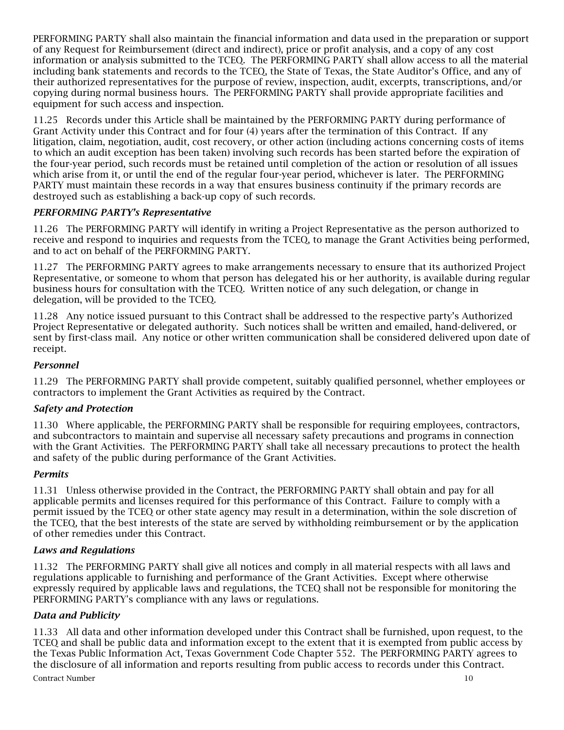PERFORMING PARTY shall also maintain the financial information and data used in the preparation or support of any Request for Reimbursement (direct and indirect), price or profit analysis, and a copy of any cost information or analysis submitted to the TCEQ. The PERFORMING PARTY shall allow access to all the material including bank statements and records to the TCEQ, the State of Texas, the State Auditor's Office, and any of their authorized representatives for the purpose of review, inspection, audit, excerpts, transcriptions, and/or copying during normal business hours. The PERFORMING PARTY shall provide appropriate facilities and equipment for such access and inspection.

11.25 Records under this Article shall be maintained by the PERFORMING PARTY during performance of Grant Activity under this Contract and for four (4) years after the termination of this Contract. If any litigation, claim, negotiation, audit, cost recovery, or other action (including actions concerning costs of items to which an audit exception has been taken) involving such records has been started before the expiration of the four-year period, such records must be retained until completion of the action or resolution of all issues which arise from it, or until the end of the regular four-year period, whichever is later. The PERFORMING PARTY must maintain these records in a way that ensures business continuity if the primary records are destroyed such as establishing a back-up copy of such records.

***PERFORMING PARTY's Representative***

11.26 The PERFORMING PARTY will identify in writing a Project Representative as the person authorized to receive and respond to inquiries and requests from the TCEQ, to manage the Grant Activities being performed, and to act on behalf of the PERFORMING PARTY.

11.27 The PERFORMING PARTY agrees to make arrangements necessary to ensure that its authorized Project Representative, or someone to whom that person has delegated his or her authority, is available during regular business hours for consultation with the TCEQ. Written notice of any such delegation, or change in delegation, will be provided to the TCEQ.

11.28 Any notice issued pursuant to this Contract shall be addressed to the respective party's Authorized Project Representative or delegated authority. Such notices shall be written and emailed, hand-delivered, or sent by first-class mail. Any notice or other written communication shall be considered delivered upon date of receipt.

***Personnel***

11.29 The PERFORMING PARTY shall provide competent, suitably qualified personnel, whether employees or contractors to implement the Grant Activities as required by the Contract.

***Safety and Protection***

11.30 Where applicable, the PERFORMING PARTY shall be responsible for requiring employees, contractors, and subcontractors to maintain and supervise all necessary safety precautions and programs in connection with the Grant Activities. The PERFORMING PARTY shall take all necessary precautions to protect the health and safety of the public during performance of the Grant Activities.

***Permits***

11.31 Unless otherwise provided in the Contract, the PERFORMING PARTY shall obtain and pay for all applicable permits and licenses required for this performance of this Contract. Failure to comply with a permit issued by the TCEQ or other state agency may result in a determination, within the sole discretion of the TCEQ, that the best interests of the state are served by withholding reimbursement or by the application of other remedies under this Contract.

***Laws and Regulations***

11.32 The PERFORMING PARTY shall give all notices and comply in all material respects with all laws and regulations applicable to furnishing and performance of the Grant Activities. Except where otherwise expressly required by applicable laws and regulations, the TCEQ shall not be responsible for monitoring the PERFORMING PARTY's compliance with any laws or regulations.

***Data and Publicity***

11.33 All data and other information developed under this Contract shall be furnished, upon request, to the TCEQ and shall be public data and information except to the extent that it is exempted from public access by the Texas Public Information Act, Texas Government Code Chapter 552. The PERFORMING PARTY agrees to the disclosure of all information and reports resulting from public access to records under this Contract.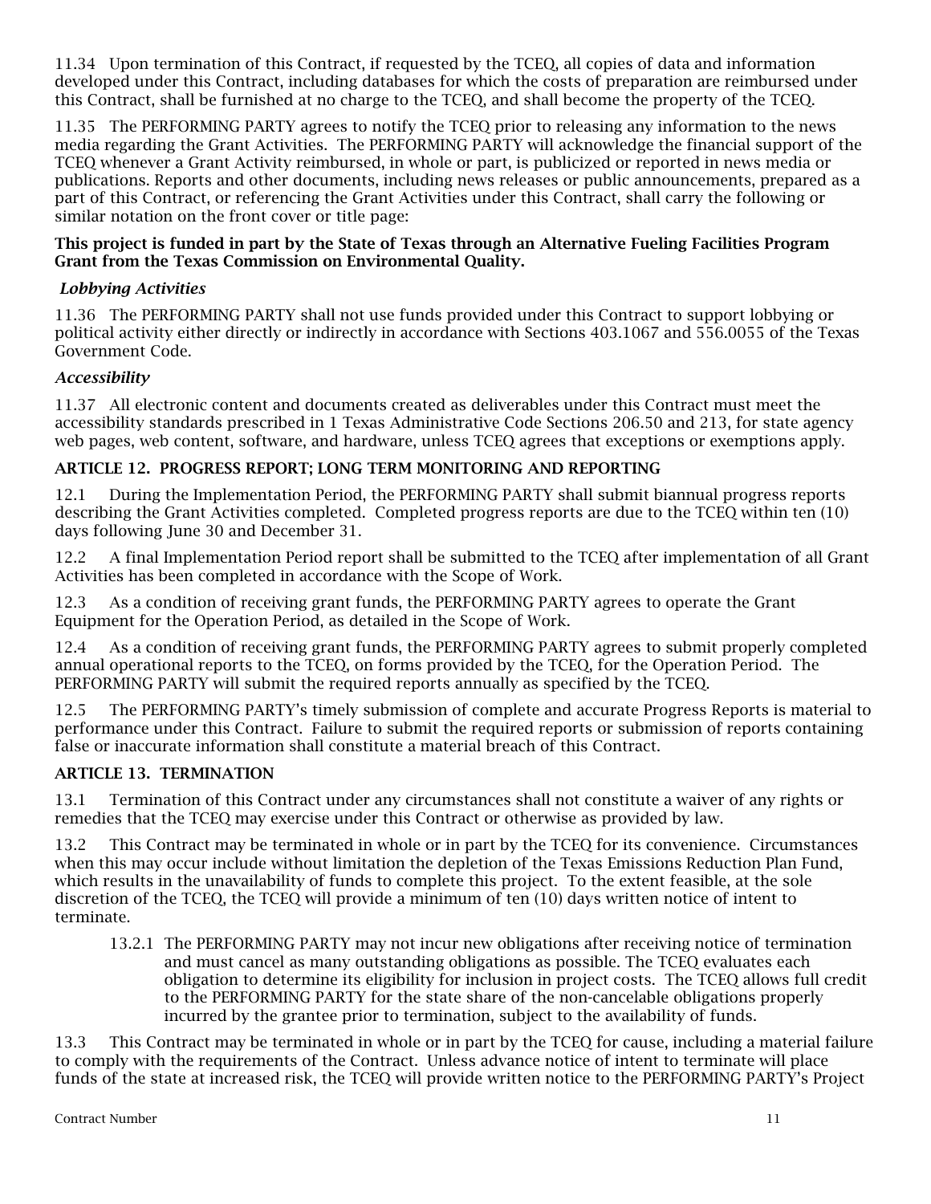11.34 Upon termination of this Contract, if requested by the TCEQ, all copies of data and information developed under this Contract, including databases for which the costs of preparation are reimbursed under this Contract, shall be furnished at no charge to the TCEQ, and shall become the property of the TCEQ.

11.35 The PERFORMING PARTY agrees to notify the TCEQ prior to releasing any information to the news media regarding the Grant Activities. The PERFORMING PARTY will acknowledge the financial support of the TCEQ whenever a Grant Activity reimbursed, in whole or part, is publicized or reported in news media or publications. Reports and other documents, including news releases or public announcements, prepared as a part of this Contract, or referencing the Grant Activities under this Contract, shall carry the following or similar notation on the front cover or title page:

**This project is funded in part by the State of Texas through an Alternative Fueling Facilities Program Grant from the Texas Commission on Environmental Quality.**

***Lobbying Activities***

11.36 The PERFORMING PARTY shall not use funds provided under this Contract to support lobbying or political activity either directly or indirectly in accordance with Sections 403.1067 and 556.0055 of the Texas Government Code.

***Accessibility***

11.37 All electronic content and documents created as deliverables under this Contract must meet the accessibility standards prescribed in 1 Texas Administrative Code Sections 206.50 and 213, for state agency web pages, web content, software, and hardware, unless TCEQ agrees that exceptions or exemptions apply.

**ARTICLE 12. PROGRESS REPORT; LONG TERM MONITORING AND REPORTING**

12.1 During the Implementation Period, the PERFORMING PARTY shall submit biannual progress reports describing the Grant Activities completed. Completed progress reports are due to the TCEQ within ten (10) days following June 30 and December 31.

12.2 A final Implementation Period report shall be submitted to the TCEQ after implementation of all Grant Activities has been completed in accordance with the Scope of Work.

12.3 As a condition of receiving grant funds, the PERFORMING PARTY agrees to operate the Grant Equipment for the Operation Period, as detailed in the Scope of Work.

12.4 As a condition of receiving grant funds, the PERFORMING PARTY agrees to submit properly completed annual operational reports to the TCEQ, on forms provided by the TCEQ, for the Operation Period. The PERFORMING PARTY will submit the required reports annually as specified by the TCEQ.

12.5 The PERFORMING PARTY's timely submission of complete and accurate Progress Reports is material to performance under this Contract. Failure to submit the required reports or submission of reports containing false or inaccurate information shall constitute a material breach of this Contract.

**ARTICLE 13. TERMINATION**

13.1 Termination of this Contract under any circumstances shall not constitute a waiver of any rights or remedies that the TCEQ may exercise under this Contract or otherwise as provided by law.

13.2 This Contract may be terminated in whole or in part by the TCEQ for its convenience. Circumstances when this may occur include without limitation the depletion of the Texas Emissions Reduction Plan Fund, which results in the unavailability of funds to complete this project. To the extent feasible, at the sole discretion of the TCEQ, the TCEQ will provide a minimum of ten (10) days written notice of intent to terminate.

13.2.1 The PERFORMING PARTY may not incur new obligations after receiving notice of termination and must cancel as many outstanding obligations as possible. The TCEQ evaluates each obligation to determine its eligibility for inclusion in project costs. The TCEQ allows full credit to the PERFORMING PARTY for the state share of the non-cancelable obligations properly incurred by the grantee prior to termination, subject to the availability of funds.

13.3 This Contract may be terminated in whole or in part by the TCEQ for cause, including a material failure to comply with the requirements of the Contract. Unless advance notice of intent to terminate will place funds of the state at increased risk, the TCEQ will provide written notice to the PERFORMING PARTY's Project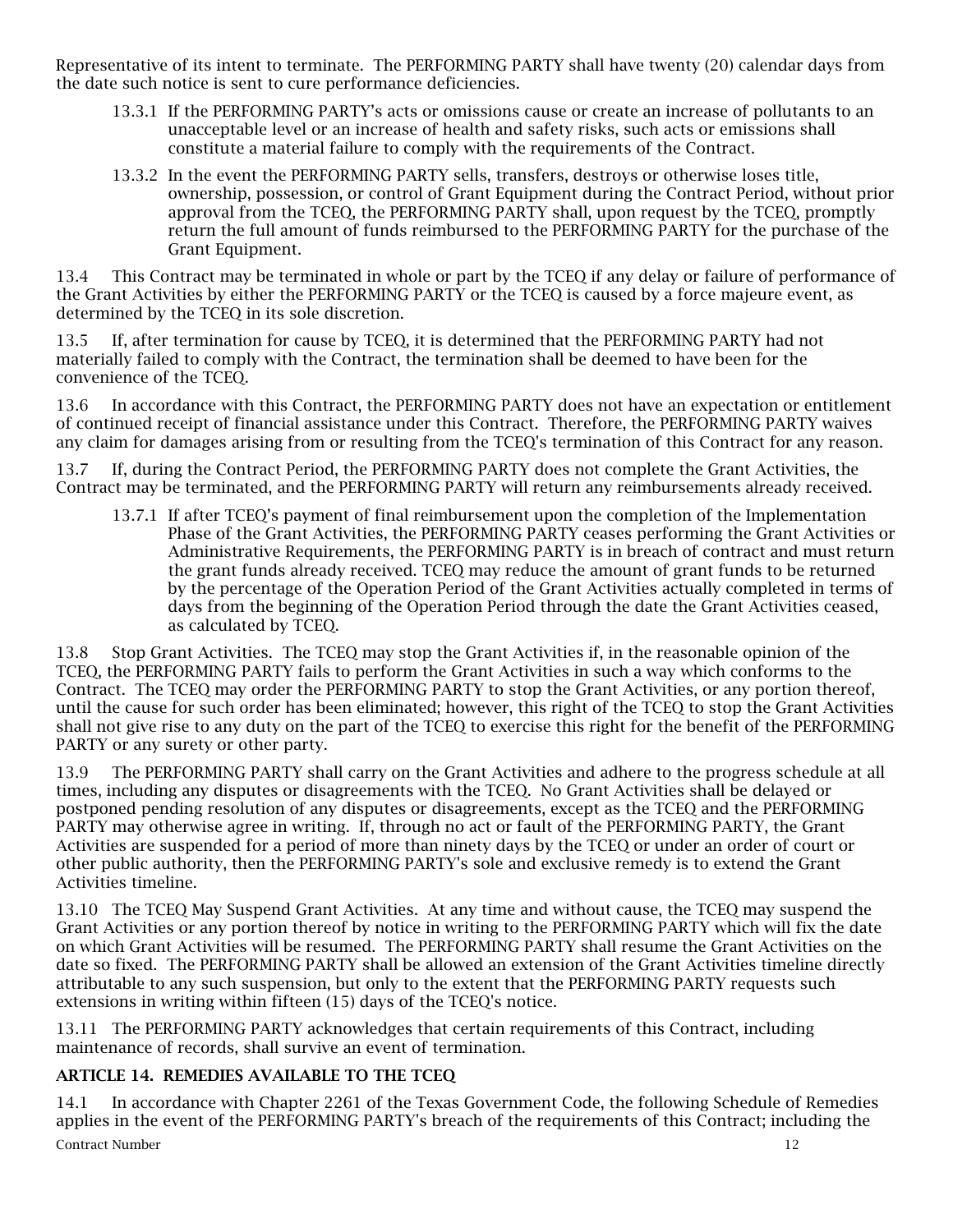Representative of its intent to terminate. The PERFORMING PARTY shall have twenty (20) calendar days from the date such notice is sent to cure performance deficiencies.

13.3.1 If the PERFORMING PARTY's acts or omissions cause or create an increase of pollutants to an unacceptable level or an increase of health and safety risks, such acts or emissions shall constitute a material failure to comply with the requirements of the Contract.

13.3.2 In the event the PERFORMING PARTY sells, transfers, destroys or otherwise loses title, ownership, possession, or control of Grant Equipment during the Contract Period, without prior approval from the TCEQ, the PERFORMING PARTY shall, upon request by the TCEQ, promptly return the full amount of funds reimbursed to the PERFORMING PARTY for the purchase of the Grant Equipment.

13.4 This Contract may be terminated in whole or part by the TCEQ if any delay or failure of performance of the Grant Activities by either the PERFORMING PARTY or the TCEQ is caused by a force majeure event, as determined by the TCEQ in its sole discretion.

13.5 If, after termination for cause by TCEQ, it is determined that the PERFORMING PARTY had not materially failed to comply with the Contract, the termination shall be deemed to have been for the convenience of the TCEQ.

13.6 In accordance with this Contract, the PERFORMING PARTY does not have an expectation or entitlement of continued receipt of financial assistance under this Contract. Therefore, the PERFORMING PARTY waives any claim for damages arising from or resulting from the TCEQ's termination of this Contract for any reason.

13.7 If, during the Contract Period, the PERFORMING PARTY does not complete the Grant Activities, the Contract may be terminated, and the PERFORMING PARTY will return any reimbursements already received.

13.7.1 If after TCEQ's payment of final reimbursement upon the completion of the Implementation Phase of the Grant Activities, the PERFORMING PARTY ceases performing the Grant Activities or Administrative Requirements, the PERFORMING PARTY is in breach of contract and must return the grant funds already received. TCEQ may reduce the amount of grant funds to be returned by the percentage of the Operation Period of the Grant Activities actually completed in terms of days from the beginning of the Operation Period through the date the Grant Activities ceased, as calculated by TCEQ.

13.8 Stop Grant Activities. The TCEQ may stop the Grant Activities if, in the reasonable opinion of the TCEQ, the PERFORMING PARTY fails to perform the Grant Activities in such a way which conforms to the Contract. The TCEQ may order the PERFORMING PARTY to stop the Grant Activities, or any portion thereof, until the cause for such order has been eliminated; however, this right of the TCEQ to stop the Grant Activities shall not give rise to any duty on the part of the TCEQ to exercise this right for the benefit of the PERFORMING PARTY or any surety or other party.

13.9 The PERFORMING PARTY shall carry on the Grant Activities and adhere to the progress schedule at all times, including any disputes or disagreements with the TCEQ. No Grant Activities shall be delayed or postponed pending resolution of any disputes or disagreements, except as the TCEQ and the PERFORMING PARTY may otherwise agree in writing. If, through no act or fault of the PERFORMING PARTY, the Grant Activities are suspended for a period of more than ninety days by the TCEQ or under an order of court or other public authority, then the PERFORMING PARTY's sole and exclusive remedy is to extend the Grant Activities timeline.

13.10 The TCEQ May Suspend Grant Activities. At any time and without cause, the TCEQ may suspend the Grant Activities or any portion thereof by notice in writing to the PERFORMING PARTY which will fix the date on which Grant Activities will be resumed. The PERFORMING PARTY shall resume the Grant Activities on the date so fixed. The PERFORMING PARTY shall be allowed an extension of the Grant Activities timeline directly attributable to any such suspension, but only to the extent that the PERFORMING PARTY requests such extensions in writing within fifteen (15) days of the TCEQ's notice.

13.11 The PERFORMING PARTY acknowledges that certain requirements of this Contract, including maintenance of records, shall survive an event of termination.

## ARTICLE 14. REMEDIES AVAILABLE TO THE TCEQ

14.1 In accordance with Chapter 2261 of the Texas Government Code, the following Schedule of Remedies applies in the event of the PERFORMING PARTY's breach of the requirements of this Contract; including the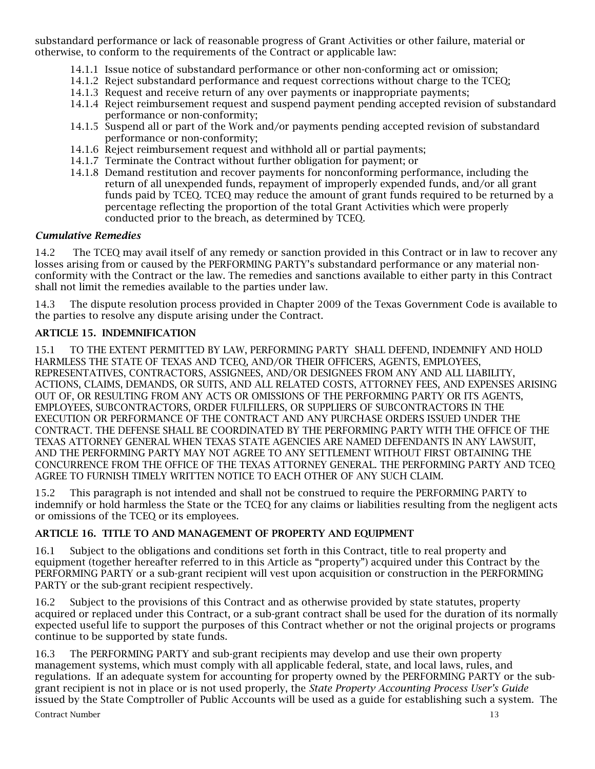substandard performance or lack of reasonable progress of Grant Activities or other failure, material or otherwise, to conform to the requirements of the Contract or applicable law:

- 14.1.1 Issue notice of substandard performance or other non-conforming act or omission;
- 14.1.2 Reject substandard performance and request corrections without charge to the TCEQ;
- 14.1.3 Request and receive return of any over payments or inappropriate payments;
- 14.1.4 Reject reimbursement request and suspend payment pending accepted revision of substandard performance or non-conformity;
- 14.1.5 Suspend all or part of the Work and/or payments pending accepted revision of substandard performance or non-conformity;
- 14.1.6 Reject reimbursement request and withhold all or partial payments;
- 14.1.7 Terminate the Contract without further obligation for payment; or
- 14.1.8 Demand restitution and recover payments for nonconforming performance, including the return of all unexpended funds, repayment of improperly expended funds, and/or all grant funds paid by TCEQ. TCEQ may reduce the amount of grant funds required to be returned by a percentage reflecting the proportion of the total Grant Activities which were properly conducted prior to the breach, as determined by TCEQ.

***Cumulative Remedies***

14.2 The TCEQ may avail itself of any remedy or sanction provided in this Contract or in law to recover any losses arising from or caused by the PERFORMING PARTY's substandard performance or any material non-conformity with the Contract or the law. The remedies and sanctions available to either party in this Contract shall not limit the remedies available to the parties under law.

14.3 The dispute resolution process provided in Chapter 2009 of the Texas Government Code is available to the parties to resolve any dispute arising under the Contract.

**ARTICLE 15. INDEMNIFICATION**

15.1 TO THE EXTENT PERMITTED BY LAW, PERFORMING PARTY SHALL DEFEND, INDEMNIFY AND HOLD HARMLESS THE STATE OF TEXAS AND TCEQ, AND/OR THEIR OFFICERS, AGENTS, EMPLOYEES, REPRESENTATIVES, CONTRACTORS, ASSIGNEES, AND/OR DESIGNEES FROM ANY AND ALL LIABILITY, ACTIONS, CLAIMS, DEMANDS, OR SUITS, AND ALL RELATED COSTS, ATTORNEY FEES, AND EXPENSES ARISING OUT OF, OR RESULTING FROM ANY ACTS OR OMISSIONS OF THE PERFORMING PARTY OR ITS AGENTS, EMPLOYEES, SUBCONTRACTORS, ORDER FULFILLERS, OR SUPPLIERS OF SUBCONTRACTORS IN THE EXECUTION OR PERFORMANCE OF THE CONTRACT AND ANY PURCHASE ORDERS ISSUED UNDER THE CONTRACT. THE DEFENSE SHALL BE COORDINATED BY THE PERFORMING PARTY WITH THE OFFICE OF THE TEXAS ATTORNEY GENERAL WHEN TEXAS STATE AGENCIES ARE NAMED DEFENDANTS IN ANY LAWSUIT, AND THE PERFORMING PARTY MAY NOT AGREE TO ANY SETTLEMENT WITHOUT FIRST OBTAINING THE CONCURRENCE FROM THE OFFICE OF THE TEXAS ATTORNEY GENERAL. THE PERFORMING PARTY AND TCEQ AGREE TO FURNISH TIMELY WRITTEN NOTICE TO EACH OTHER OF ANY SUCH CLAIM.

15.2 This paragraph is not intended and shall not be construed to require the PERFORMING PARTY to indemnify or hold harmless the State or the TCEQ for any claims or liabilities resulting from the negligent acts or omissions of the TCEQ or its employees.

**ARTICLE 16. TITLE TO AND MANAGEMENT OF PROPERTY AND EQUIPMENT**

16.1 Subject to the obligations and conditions set forth in this Contract, title to real property and equipment (together hereafter referred to in this Article as "property") acquired under this Contract by the PERFORMING PARTY or a sub-grant recipient will vest upon acquisition or construction in the PERFORMING PARTY or the sub-grant recipient respectively.

16.2 Subject to the provisions of this Contract and as otherwise provided by state statutes, property acquired or replaced under this Contract, or a sub-grant contract shall be used for the duration of its normally expected useful life to support the purposes of this Contract whether or not the original projects or programs continue to be supported by state funds.

16.3 The PERFORMING PARTY and sub-grant recipients may develop and use their own property management systems, which must comply with all applicable federal, state, and local laws, rules, and regulations. If an adequate system for accounting for property owned by the PERFORMING PARTY or the sub-grant recipient is not in place or is not used properly, the *State Property Accounting Process User's Guide* issued by the State Comptroller of Public Accounts will be used as a guide for establishing such a system. The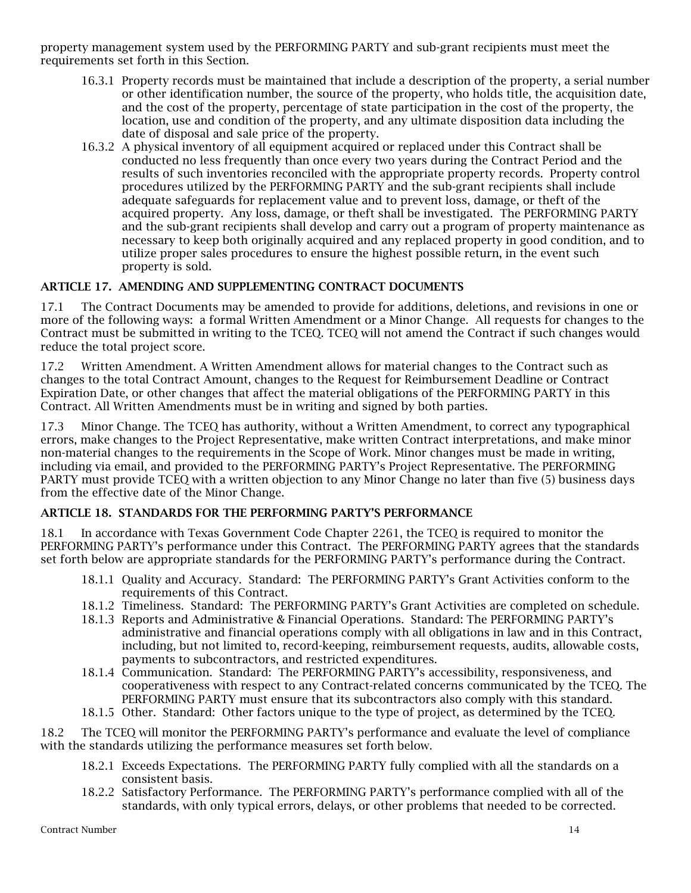property management system used by the PERFORMING PARTY and sub-grant recipients must meet the requirements set forth in this Section.

- 16.3.1 Property records must be maintained that include a description of the property, a serial number or other identification number, the source of the property, who holds title, the acquisition date, and the cost of the property, percentage of state participation in the cost of the property, the location, use and condition of the property, and any ultimate disposition data including the date of disposal and sale price of the property.
- 16.3.2 A physical inventory of all equipment acquired or replaced under this Contract shall be conducted no less frequently than once every two years during the Contract Period and the results of such inventories reconciled with the appropriate property records. Property control procedures utilized by the PERFORMING PARTY and the sub-grant recipients shall include adequate safeguards for replacement value and to prevent loss, damage, or theft of the acquired property. Any loss, damage, or theft shall be investigated. The PERFORMING PARTY and the sub-grant recipients shall develop and carry out a program of property maintenance as necessary to keep both originally acquired and any replaced property in good condition, and to utilize proper sales procedures to ensure the highest possible return, in the event such property is sold.

## ARTICLE 17. AMENDING AND SUPPLEMENTING CONTRACT DOCUMENTS

17.1 The Contract Documents may be amended to provide for additions, deletions, and revisions in one or more of the following ways: a formal Written Amendment or a Minor Change. All requests for changes to the Contract must be submitted in writing to the TCEQ. TCEQ will not amend the Contract if such changes would reduce the total project score.

17.2 Written Amendment. A Written Amendment allows for material changes to the Contract such as changes to the total Contract Amount, changes to the Request for Reimbursement Deadline or Contract Expiration Date, or other changes that affect the material obligations of the PERFORMING PARTY in this Contract. All Written Amendments must be in writing and signed by both parties.

17.3 Minor Change. The TCEQ has authority, without a Written Amendment, to correct any typographical errors, make changes to the Project Representative, make written Contract interpretations, and make minor non-material changes to the requirements in the Scope of Work. Minor changes must be made in writing, including via email, and provided to the PERFORMING PARTY's Project Representative. The PERFORMING PARTY must provide TCEQ with a written objection to any Minor Change no later than five (5) business days from the effective date of the Minor Change.

## ARTICLE 18. STANDARDS FOR THE PERFORMING PARTY'S PERFORMANCE

18.1 In accordance with Texas Government Code Chapter 2261, the TCEQ is required to monitor the PERFORMING PARTY's performance under this Contract. The PERFORMING PARTY agrees that the standards set forth below are appropriate standards for the PERFORMING PARTY's performance during the Contract.

- 18.1.1 Quality and Accuracy. Standard: The PERFORMING PARTY's Grant Activities conform to the requirements of this Contract.
- 18.1.2 Timeliness. Standard: The PERFORMING PARTY's Grant Activities are completed on schedule.
- 18.1.3 Reports and Administrative & Financial Operations. Standard: The PERFORMING PARTY's administrative and financial operations comply with all obligations in law and in this Contract, including, but not limited to, record-keeping, reimbursement requests, audits, allowable costs, payments to subcontractors, and restricted expenditures.
- 18.1.4 Communication. Standard: The PERFORMING PARTY's accessibility, responsiveness, and cooperativeness with respect to any Contract-related concerns communicated by the TCEQ. The PERFORMING PARTY must ensure that its subcontractors also comply with this standard.
- 18.1.5 Other. Standard: Other factors unique to the type of project, as determined by the TCEQ.

18.2 The TCEQ will monitor the PERFORMING PARTY's performance and evaluate the level of compliance with the standards utilizing the performance measures set forth below.

- 18.2.1 Exceeds Expectations. The PERFORMING PARTY fully complied with all the standards on a consistent basis.
- 18.2.2 Satisfactory Performance. The PERFORMING PARTY's performance complied with all of the standards, with only typical errors, delays, or other problems that needed to be corrected.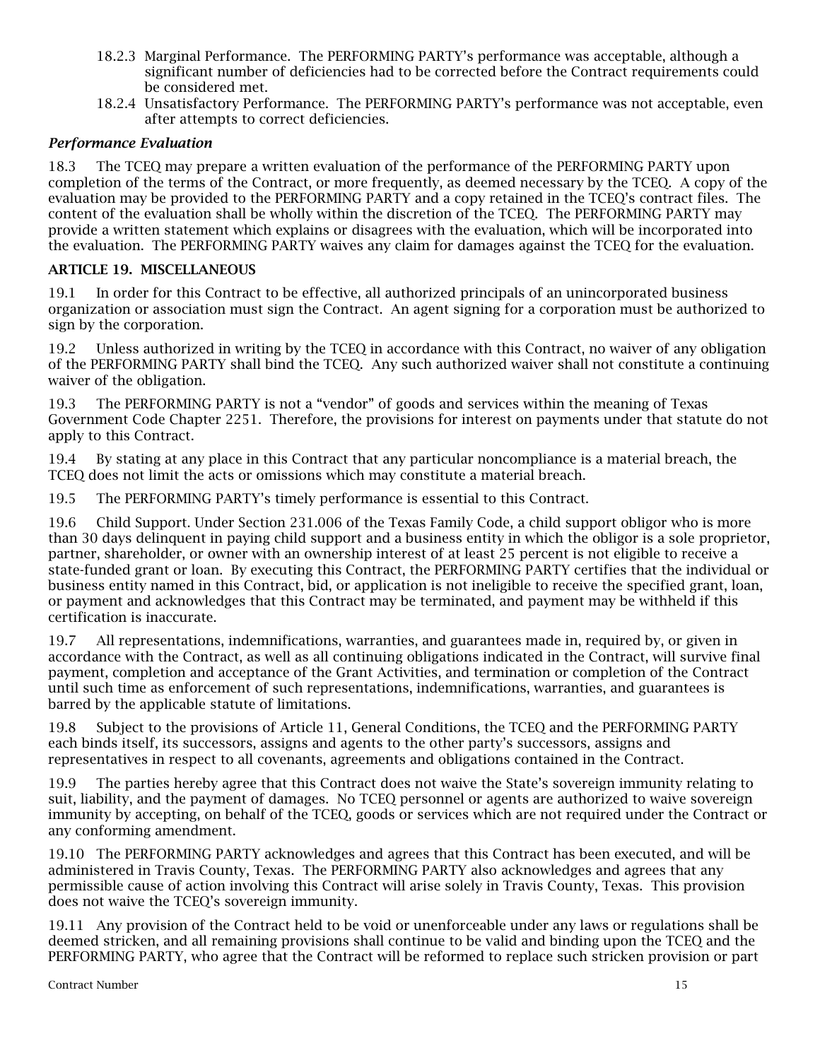18.2.3 Marginal Performance. The PERFORMING PARTY's performance was acceptable, although a significant number of deficiencies had to be corrected before the Contract requirements could be considered met.

18.2.4 Unsatisfactory Performance. The PERFORMING PARTY's performance was not acceptable, even after attempts to correct deficiencies.

***Performance Evaluation***

18.3 The TCEQ may prepare a written evaluation of the performance of the PERFORMING PARTY upon completion of the terms of the Contract, or more frequently, as deemed necessary by the TCEQ. A copy of the evaluation may be provided to the PERFORMING PARTY and a copy retained in the TCEQ's contract files. The content of the evaluation shall be wholly within the discretion of the TCEQ. The PERFORMING PARTY may provide a written statement which explains or disagrees with the evaluation, which will be incorporated into the evaluation. The PERFORMING PARTY waives any claim for damages against the TCEQ for the evaluation.

**ARTICLE 19. MISCELLANEOUS**

19.1 In order for this Contract to be effective, all authorized principals of an unincorporated business organization or association must sign the Contract. An agent signing for a corporation must be authorized to sign by the corporation.

19.2 Unless authorized in writing by the TCEQ in accordance with this Contract, no waiver of any obligation of the PERFORMING PARTY shall bind the TCEQ. Any such authorized waiver shall not constitute a continuing waiver of the obligation.

19.3 The PERFORMING PARTY is not a "vendor" of goods and services within the meaning of Texas Government Code Chapter 2251. Therefore, the provisions for interest on payments under that statute do not apply to this Contract.

19.4 By stating at any place in this Contract that any particular noncompliance is a material breach, the TCEQ does not limit the acts or omissions which may constitute a material breach.

19.5 The PERFORMING PARTY's timely performance is essential to this Contract.

19.6 Child Support. Under Section 231.006 of the Texas Family Code, a child support obligor who is more than 30 days delinquent in paying child support and a business entity in which the obligor is a sole proprietor, partner, shareholder, or owner with an ownership interest of at least 25 percent is not eligible to receive a state-funded grant or loan. By executing this Contract, the PERFORMING PARTY certifies that the individual or business entity named in this Contract, bid, or application is not ineligible to receive the specified grant, loan, or payment and acknowledges that this Contract may be terminated, and payment may be withheld if this certification is inaccurate.

19.7 All representations, indemnifications, warranties, and guarantees made in, required by, or given in accordance with the Contract, as well as all continuing obligations indicated in the Contract, will survive final payment, completion and acceptance of the Grant Activities, and termination or completion of the Contract until such time as enforcement of such representations, indemnifications, warranties, and guarantees is barred by the applicable statute of limitations.

19.8 Subject to the provisions of Article 11, General Conditions, the TCEQ and the PERFORMING PARTY each binds itself, its successors, assigns and agents to the other party's successors, assigns and representatives in respect to all covenants, agreements and obligations contained in the Contract.

19.9 The parties hereby agree that this Contract does not waive the State's sovereign immunity relating to suit, liability, and the payment of damages. No TCEQ personnel or agents are authorized to waive sovereign immunity by accepting, on behalf of the TCEQ, goods or services which are not required under the Contract or any conforming amendment.

19.10 The PERFORMING PARTY acknowledges and agrees that this Contract has been executed, and will be administered in Travis County, Texas. The PERFORMING PARTY also acknowledges and agrees that any permissible cause of action involving this Contract will arise solely in Travis County, Texas. This provision does not waive the TCEQ's sovereign immunity.

19.11 Any provision of the Contract held to be void or unenforceable under any laws or regulations shall be deemed stricken, and all remaining provisions shall continue to be valid and binding upon the TCEQ and the PERFORMING PARTY, who agree that the Contract will be reformed to replace such stricken provision or part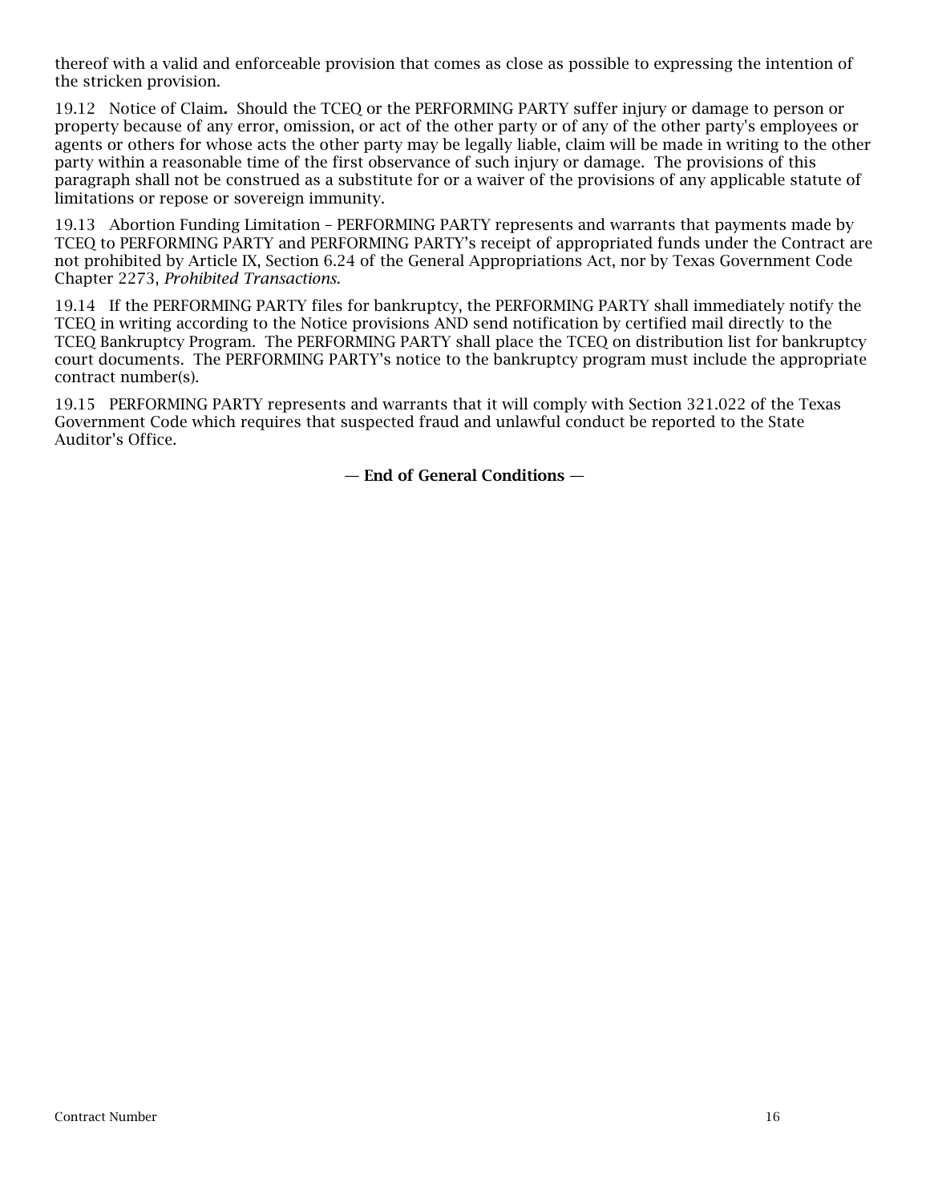thereof with a valid and enforceable provision that comes as close as possible to expressing the intention of the stricken provision.

19.12 Notice of Claim**.** Should the TCEQ or the PERFORMING PARTY suffer injury or damage to person or property because of any error, omission, or act of the other party or of any of the other party's employees or agents or others for whose acts the other party may be legally liable, claim will be made in writing to the other party within a reasonable time of the first observance of such injury or damage. The provisions of this paragraph shall not be construed as a substitute for or a waiver of the provisions of any applicable statute of limitations or repose or sovereign immunity.

19.13 Abortion Funding Limitation – PERFORMING PARTY represents and warrants that payments made by TCEQ to PERFORMING PARTY and PERFORMING PARTY's receipt of appropriated funds under the Contract are not prohibited by Article IX, Section 6.24 of the General Appropriations Act, nor by Texas Government Code Chapter 2273, *Prohibited Transactions.*

19.14 If the PERFORMING PARTY files for bankruptcy, the PERFORMING PARTY shall immediately notify the TCEQ in writing according to the Notice provisions AND send notification by certified mail directly to the TCEQ Bankruptcy Program. The PERFORMING PARTY shall place the TCEQ on distribution list for bankruptcy court documents. The PERFORMING PARTY's notice to the bankruptcy program must include the appropriate contract number(s).

19.15 PERFORMING PARTY represents and warrants that it will comply with Section 321.022 of the Texas Government Code which requires that suspected fraud and unlawful conduct be reported to the State Auditor's Office.

**— End of General Conditions —**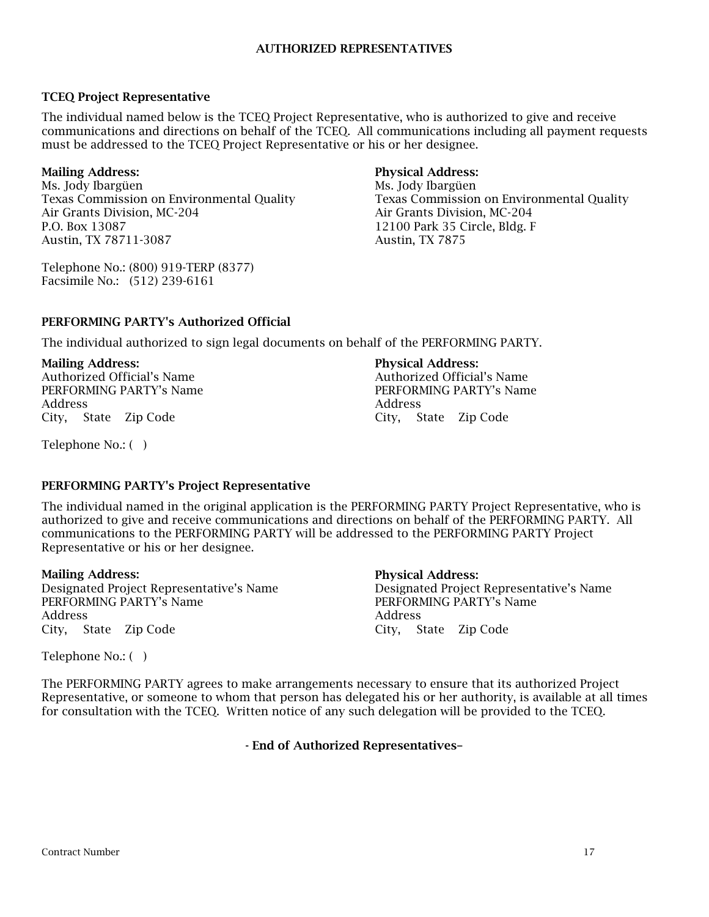## AUTHORIZED REPRESENTATIVES

### TCEQ Project Representative

The individual named below is the TCEQ Project Representative, who is authorized to give and receive communications and directions on behalf of the TCEQ. All communications including all payment requests must be addressed to the TCEQ Project Representative or his or her designee.

**Mailing Address:**
Ms. Jody Ibargüen
Texas Commission on Environmental Quality
Air Grants Division, MC-204
P.O. Box 13087
Austin, TX 78711-3087

**Physical Address:**
Ms. Jody Ibargüen
Texas Commission on Environmental Quality
Air Grants Division, MC-204
12100 Park 35 Circle, Bldg. F
Austin, TX 7875

Telephone No.: (800) 919-TERP (8377)
Facsimile No.: (512) 239-6161

### PERFORMING PARTY's Authorized Official

The individual authorized to sign legal documents on behalf of the PERFORMING PARTY.

**Mailing Address:**
Authorized Official's Name
PERFORMING PARTY's Name
Address
City, State Zip Code

**Physical Address:**
Authorized Official's Name
PERFORMING PARTY's Name
Address
City, State Zip Code

Telephone No.: ( )

### PERFORMING PARTY's Project Representative

The individual named in the original application is the PERFORMING PARTY Project Representative, who is authorized to give and receive communications and directions on behalf of the PERFORMING PARTY. All communications to the PERFORMING PARTY will be addressed to the PERFORMING PARTY Project Representative or his or her designee.

**Mailing Address:**
Designated Project Representative's Name
PERFORMING PARTY's Name
Address
City, State Zip Code

**Physical Address:**
Designated Project Representative's Name
PERFORMING PARTY's Name
Address
City, State Zip Code

Telephone No.: ( )

The PERFORMING PARTY agrees to make arrangements necessary to ensure that its authorized Project Representative, or someone to whom that person has delegated his or her authority, is available at all times for consultation with the TCEQ. Written notice of any such delegation will be provided to the TCEQ.

**- End of Authorized Representatives–**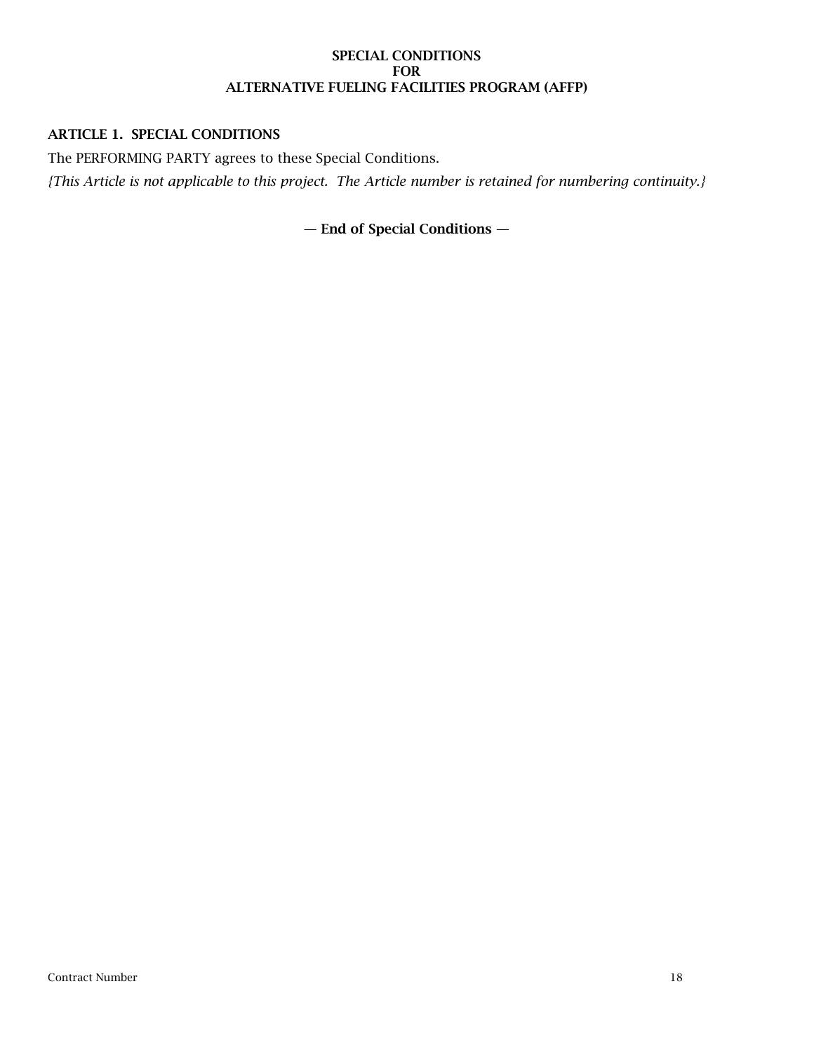**SPECIAL CONDITIONS**
**FOR**
**ALTERNATIVE FUELING FACILITIES PROGRAM (AFFP)**

## ARTICLE 1. SPECIAL CONDITIONS

The PERFORMING PARTY agrees to these Special Conditions.

*{This Article is not applicable to this project. The Article number is retained for numbering continuity.}*

**— End of Special Conditions —**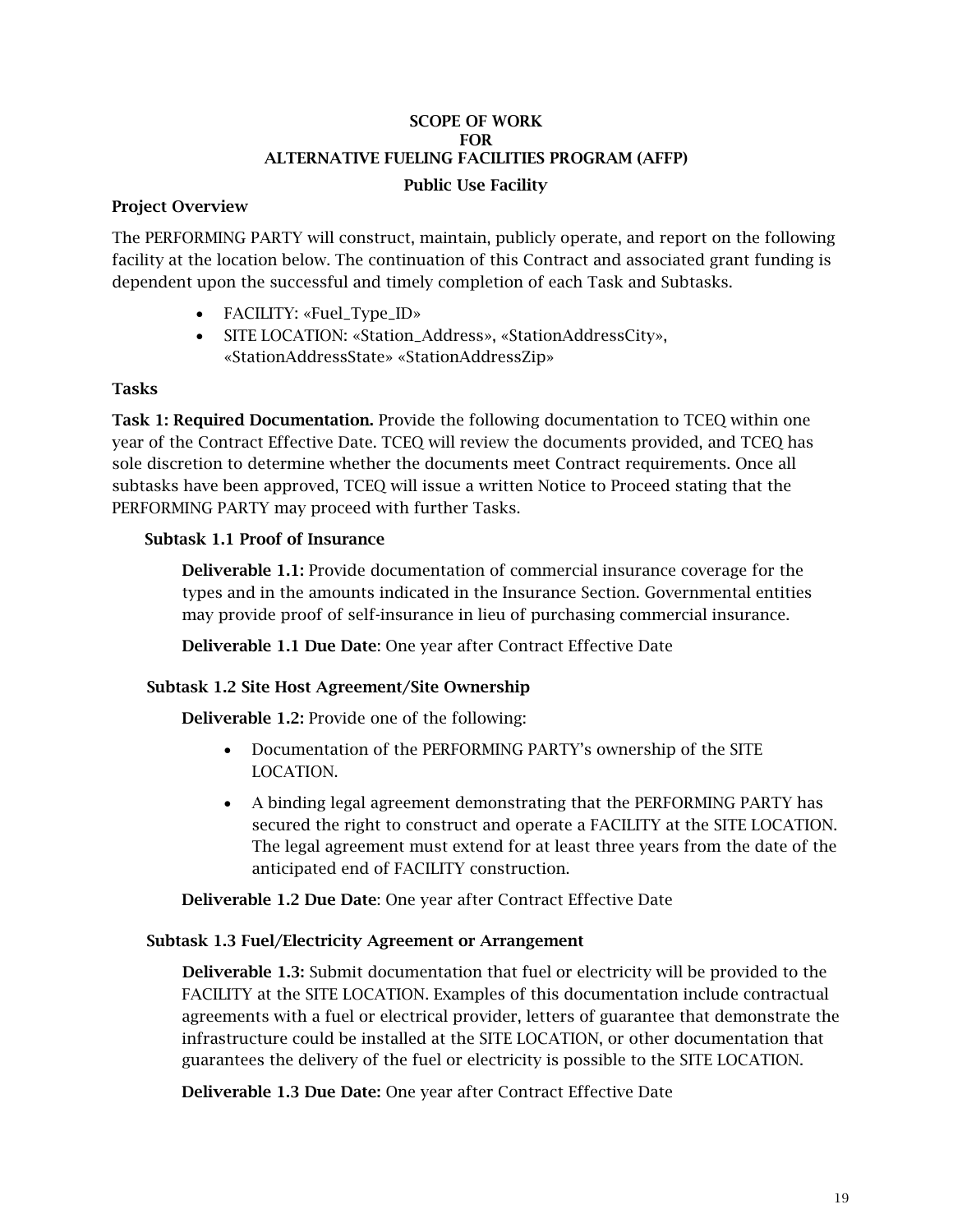**SCOPE OF WORK**
**FOR**
**ALTERNATIVE FUELING FACILITIES PROGRAM (AFFP)**

**Public Use Facility**

**Project Overview**

The PERFORMING PARTY will construct, maintain, publicly operate, and report on the following facility at the location below. The continuation of this Contract and associated grant funding is dependent upon the successful and timely completion of each Task and Subtasks.

- FACILITY: «Fuel_Type_ID»
- SITE LOCATION: «Station_Address», «StationAddressCity», «StationAddressState» «StationAddressZip»

**Tasks**

**Task 1: Required Documentation.** Provide the following documentation to TCEQ within one year of the Contract Effective Date. TCEQ will review the documents provided, and TCEQ has sole discretion to determine whether the documents meet Contract requirements. Once all subtasks have been approved, TCEQ will issue a written Notice to Proceed stating that the PERFORMING PARTY may proceed with further Tasks.

**Subtask 1.1 Proof of Insurance**

**Deliverable 1.1:** Provide documentation of commercial insurance coverage for the types and in the amounts indicated in the Insurance Section. Governmental entities may provide proof of self-insurance in lieu of purchasing commercial insurance.

**Deliverable 1.1 Due Date**: One year after Contract Effective Date

**Subtask 1.2 Site Host Agreement/Site Ownership**

**Deliverable 1.2:** Provide one of the following:

- Documentation of the PERFORMING PARTY's ownership of the SITE LOCATION.
- A binding legal agreement demonstrating that the PERFORMING PARTY has secured the right to construct and operate a FACILITY at the SITE LOCATION. The legal agreement must extend for at least three years from the date of the anticipated end of FACILITY construction.

**Deliverable 1.2 Due Date**: One year after Contract Effective Date

**Subtask 1.3 Fuel/Electricity Agreement or Arrangement**

**Deliverable 1.3:** Submit documentation that fuel or electricity will be provided to the FACILITY at the SITE LOCATION. Examples of this documentation include contractual agreements with a fuel or electrical provider, letters of guarantee that demonstrate the infrastructure could be installed at the SITE LOCATION, or other documentation that guarantees the delivery of the fuel or electricity is possible to the SITE LOCATION.

**Deliverable 1.3 Due Date:** One year after Contract Effective Date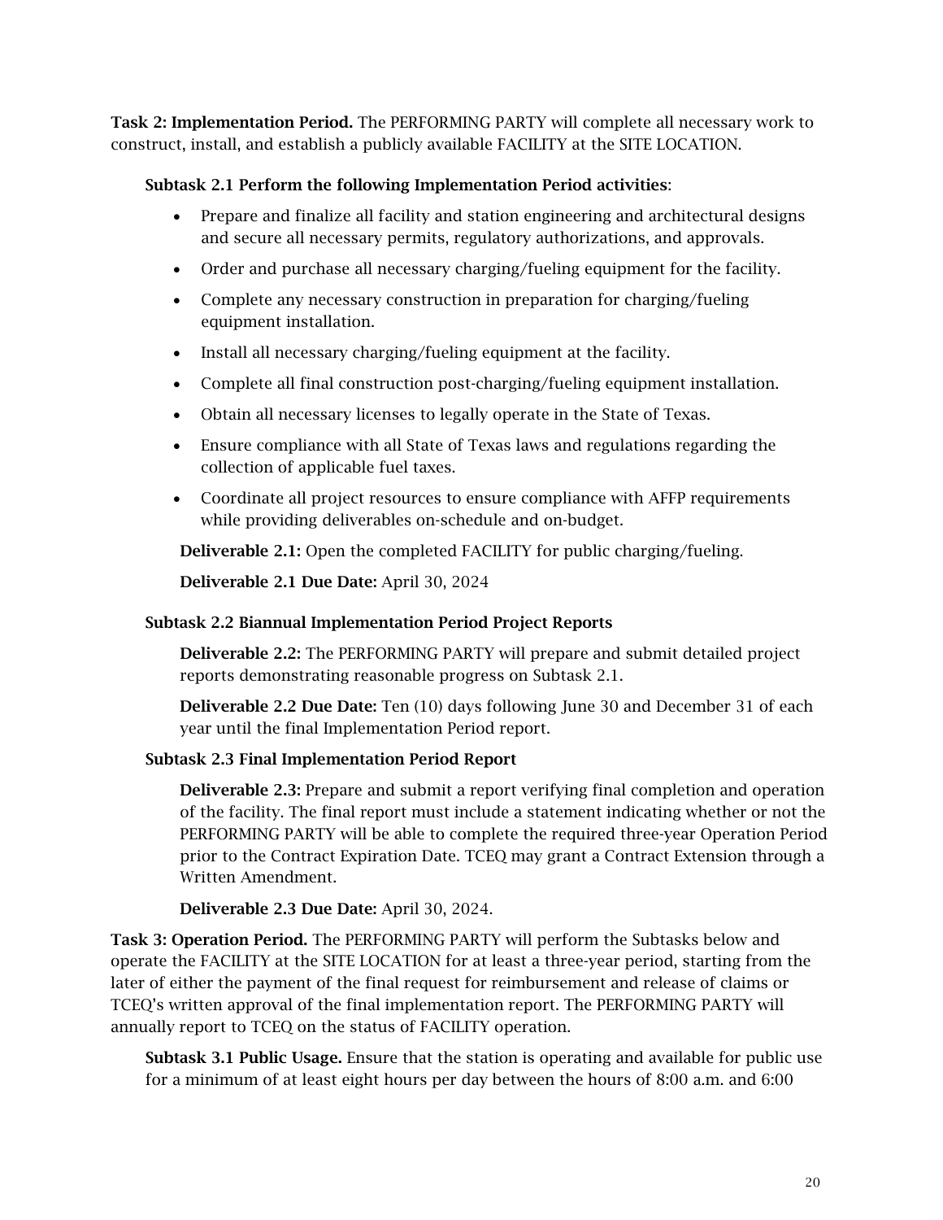**Task 2: Implementation Period.** The PERFORMING PARTY will complete all necessary work to construct, install, and establish a publicly available FACILITY at the SITE LOCATION.

**Subtask 2.1 Perform the following Implementation Period activities**:

- Prepare and finalize all facility and station engineering and architectural designs and secure all necessary permits, regulatory authorizations, and approvals.
- Order and purchase all necessary charging/fueling equipment for the facility.
- Complete any necessary construction in preparation for charging/fueling equipment installation.
- Install all necessary charging/fueling equipment at the facility.
- Complete all final construction post-charging/fueling equipment installation.
- Obtain all necessary licenses to legally operate in the State of Texas.
- Ensure compliance with all State of Texas laws and regulations regarding the collection of applicable fuel taxes.
- Coordinate all project resources to ensure compliance with AFFP requirements while providing deliverables on-schedule and on-budget.

**Deliverable 2.1:** Open the completed FACILITY for public charging/fueling.

**Deliverable 2.1 Due Date:** April 30, 2024

**Subtask 2.2 Biannual Implementation Period Project Reports**

**Deliverable 2.2:** The PERFORMING PARTY will prepare and submit detailed project reports demonstrating reasonable progress on Subtask 2.1.

**Deliverable 2.2 Due Date:** Ten (10) days following June 30 and December 31 of each year until the final Implementation Period report.

**Subtask 2.3 Final Implementation Period Report**

**Deliverable 2.3:** Prepare and submit a report verifying final completion and operation of the facility. The final report must include a statement indicating whether or not the PERFORMING PARTY will be able to complete the required three-year Operation Period prior to the Contract Expiration Date. TCEQ may grant a Contract Extension through a Written Amendment.

**Deliverable 2.3 Due Date:** April 30, 2024.

**Task 3: Operation Period.** The PERFORMING PARTY will perform the Subtasks below and operate the FACILITY at the SITE LOCATION for at least a three-year period, starting from the later of either the payment of the final request for reimbursement and release of claims or TCEQ's written approval of the final implementation report. The PERFORMING PARTY will annually report to TCEQ on the status of FACILITY operation.

**Subtask 3.1 Public Usage.** Ensure that the station is operating and available for public use for a minimum of at least eight hours per day between the hours of 8:00 a.m. and 6:00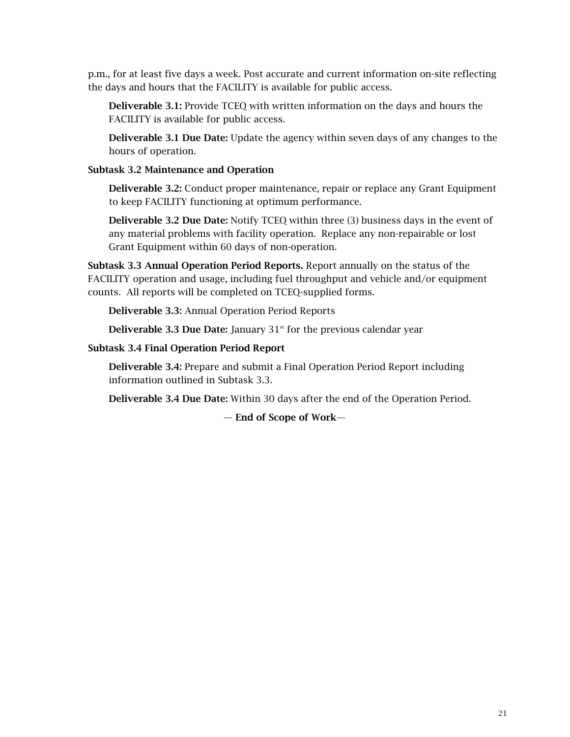p.m., for at least five days a week. Post accurate and current information on-site reflecting the days and hours that the FACILITY is available for public access.

**Deliverable 3.1:** Provide TCEQ with written information on the days and hours the FACILITY is available for public access.

**Deliverable 3.1 Due Date:** Update the agency within seven days of any changes to the hours of operation.

**Subtask 3.2 Maintenance and Operation**

**Deliverable 3.2:** Conduct proper maintenance, repair or replace any Grant Equipment to keep FACILITY functioning at optimum performance.

**Deliverable 3.2 Due Date:** Notify TCEQ within three (3) business days in the event of any material problems with facility operation. Replace any non-repairable or lost Grant Equipment within 60 days of non-operation.

**Subtask 3.3 Annual Operation Period Reports.** Report annually on the status of the FACILITY operation and usage, including fuel throughput and vehicle and/or equipment counts. All reports will be completed on TCEQ-supplied forms.

**Deliverable 3.3:** Annual Operation Period Reports

**Deliverable 3.3 Due Date:** January 31st for the previous calendar year

**Subtask 3.4 Final Operation Period Report**

**Deliverable 3.4:** Prepare and submit a Final Operation Period Report including information outlined in Subtask 3.3.

**Deliverable 3.4 Due Date:** Within 30 days after the end of the Operation Period.

— **End of Scope of Work**—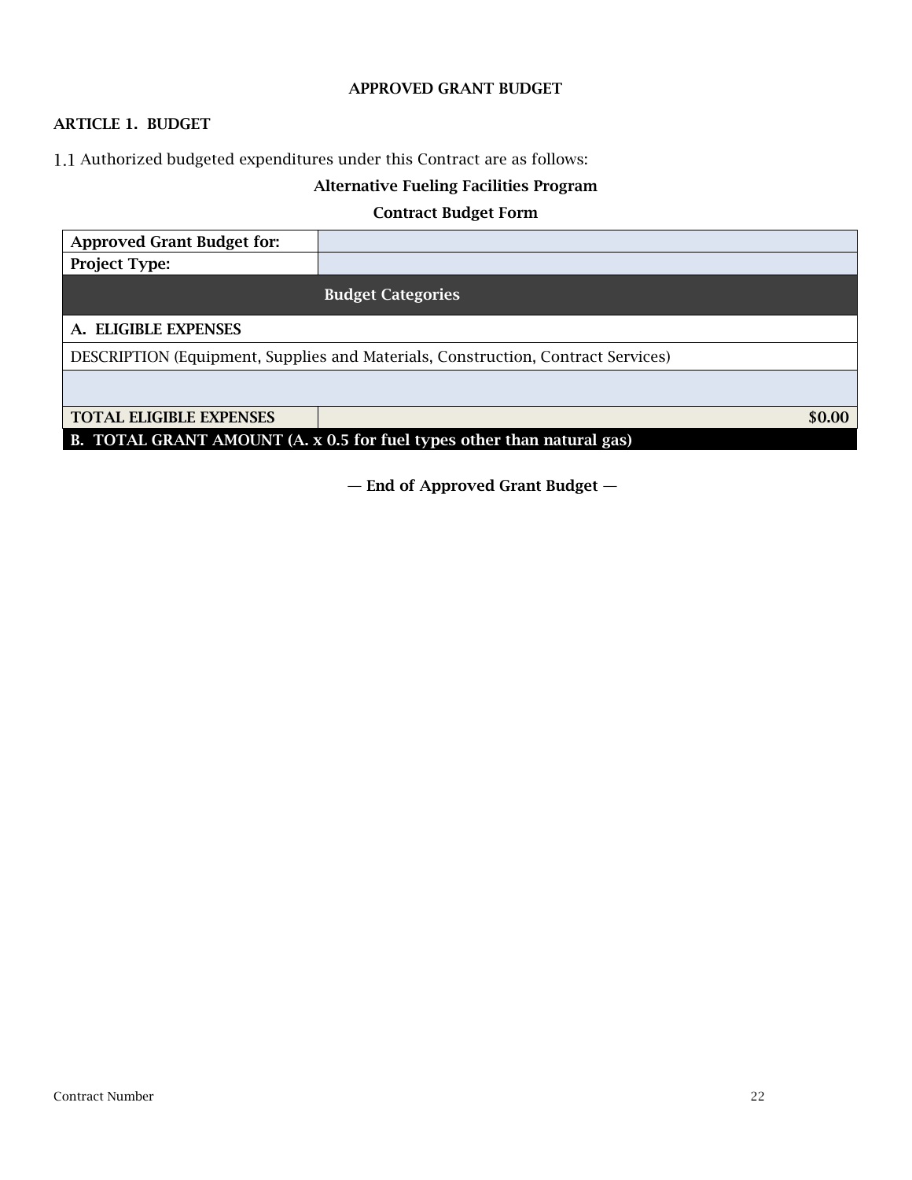**APPROVED GRANT BUDGET**

**ARTICLE 1. BUDGET**

1.1 Authorized budgeted expenditures under this Contract are as follows:

**Alternative Fueling Facilities Program**

**Contract Budget Form**

| **Approved Grant Budget for:** | |
|---|---|
| **Project Type:** | |
| **Budget Categories** | |
| **A. ELIGIBLE EXPENSES** | |
| DESCRIPTION (Equipment, Supplies and Materials, Construction, Contract Services) | |
| | |
| **TOTAL ELIGIBLE EXPENSES** | **$0.00** |
| **B. TOTAL GRANT AMOUNT (A. x 0.5 for fuel types other than natural gas)** | |

**— End of Approved Grant Budget —**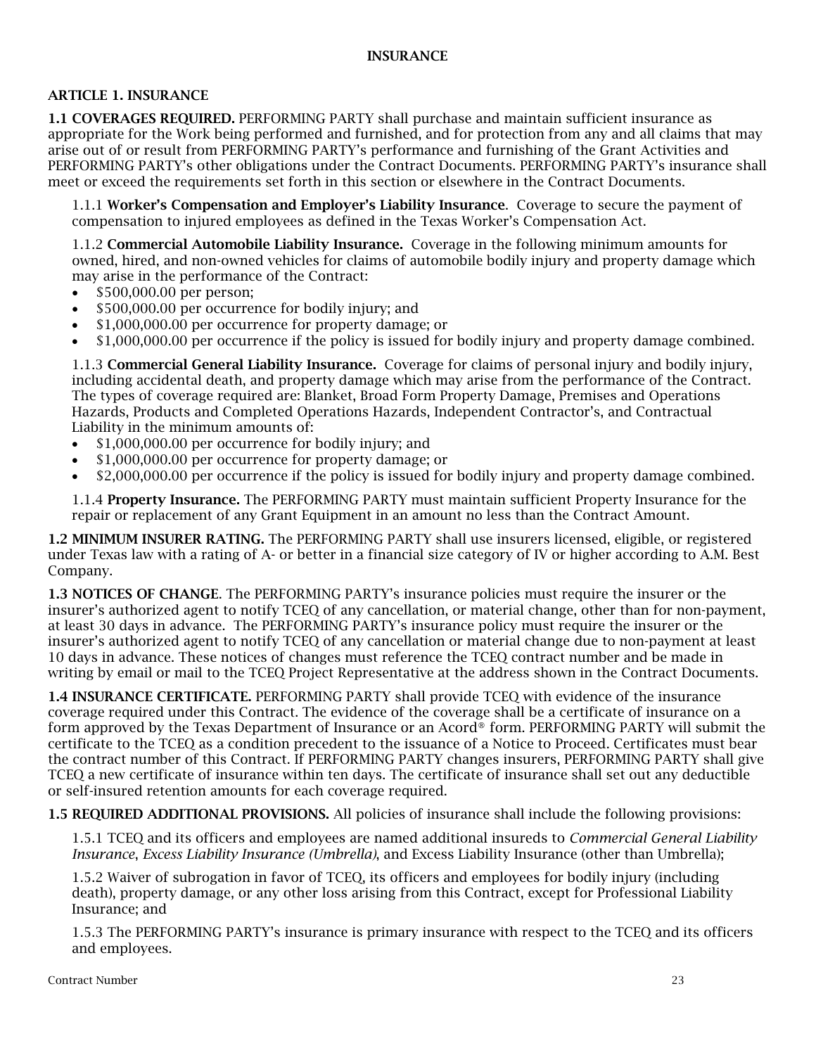# INSURANCE

## ARTICLE 1. INSURANCE

**1.1 COVERAGES REQUIRED.** PERFORMING PARTY shall purchase and maintain sufficient insurance as appropriate for the Work being performed and furnished, and for protection from any and all claims that may arise out of or result from PERFORMING PARTY's performance and furnishing of the Grant Activities and PERFORMING PARTY's other obligations under the Contract Documents. PERFORMING PARTY's insurance shall meet or exceed the requirements set forth in this section or elsewhere in the Contract Documents.

1.1.1 **Worker's Compensation and Employer's Liability Insurance**. Coverage to secure the payment of compensation to injured employees as defined in the Texas Worker's Compensation Act.

1.1.2 **Commercial Automobile Liability Insurance.** Coverage in the following minimum amounts for owned, hired, and non-owned vehicles for claims of automobile bodily injury and property damage which may arise in the performance of the Contract:

- $500,000.00 per person;
- $500,000.00 per occurrence for bodily injury; and
- $1,000,000.00 per occurrence for property damage; or
- $1,000,000.00 per occurrence if the policy is issued for bodily injury and property damage combined.

1.1.3 **Commercial General Liability Insurance.** Coverage for claims of personal injury and bodily injury, including accidental death, and property damage which may arise from the performance of the Contract. The types of coverage required are: Blanket, Broad Form Property Damage, Premises and Operations Hazards, Products and Completed Operations Hazards, Independent Contractor's, and Contractual Liability in the minimum amounts of:

- $1,000,000.00 per occurrence for bodily injury; and
- $1,000,000.00 per occurrence for property damage; or
- $2,000,000.00 per occurrence if the policy is issued for bodily injury and property damage combined.

1.1.4 **Property Insurance.** The PERFORMING PARTY must maintain sufficient Property Insurance for the repair or replacement of any Grant Equipment in an amount no less than the Contract Amount.

**1.2 MINIMUM INSURER RATING.** The PERFORMING PARTY shall use insurers licensed, eligible, or registered under Texas law with a rating of A- or better in a financial size category of IV or higher according to A.M. Best Company.

**1.3 NOTICES OF CHANGE**. The PERFORMING PARTY's insurance policies must require the insurer or the insurer's authorized agent to notify TCEQ of any cancellation, or material change, other than for non-payment, at least 30 days in advance. The PERFORMING PARTY's insurance policy must require the insurer or the insurer's authorized agent to notify TCEQ of any cancellation or material change due to non-payment at least 10 days in advance. These notices of changes must reference the TCEQ contract number and be made in writing by email or mail to the TCEQ Project Representative at the address shown in the Contract Documents.

**1.4 INSURANCE CERTIFICATE.** PERFORMING PARTY shall provide TCEQ with evidence of the insurance coverage required under this Contract. The evidence of the coverage shall be a certificate of insurance on a form approved by the Texas Department of Insurance or an Acord® form. PERFORMING PARTY will submit the certificate to the TCEQ as a condition precedent to the issuance of a Notice to Proceed. Certificates must bear the contract number of this Contract. If PERFORMING PARTY changes insurers, PERFORMING PARTY shall give TCEQ a new certificate of insurance within ten days. The certificate of insurance shall set out any deductible or self-insured retention amounts for each coverage required.

**1.5 REQUIRED ADDITIONAL PROVISIONS.** All policies of insurance shall include the following provisions:

1.5.1 TCEQ and its officers and employees are named additional insureds to *Commercial General Liability Insurance*, *Excess Liability Insurance (Umbrella)*, and Excess Liability Insurance (other than Umbrella);

1.5.2 Waiver of subrogation in favor of TCEQ, its officers and employees for bodily injury (including death), property damage, or any other loss arising from this Contract, except for Professional Liability Insurance; and

1.5.3 The PERFORMING PARTY's insurance is primary insurance with respect to the TCEQ and its officers and employees.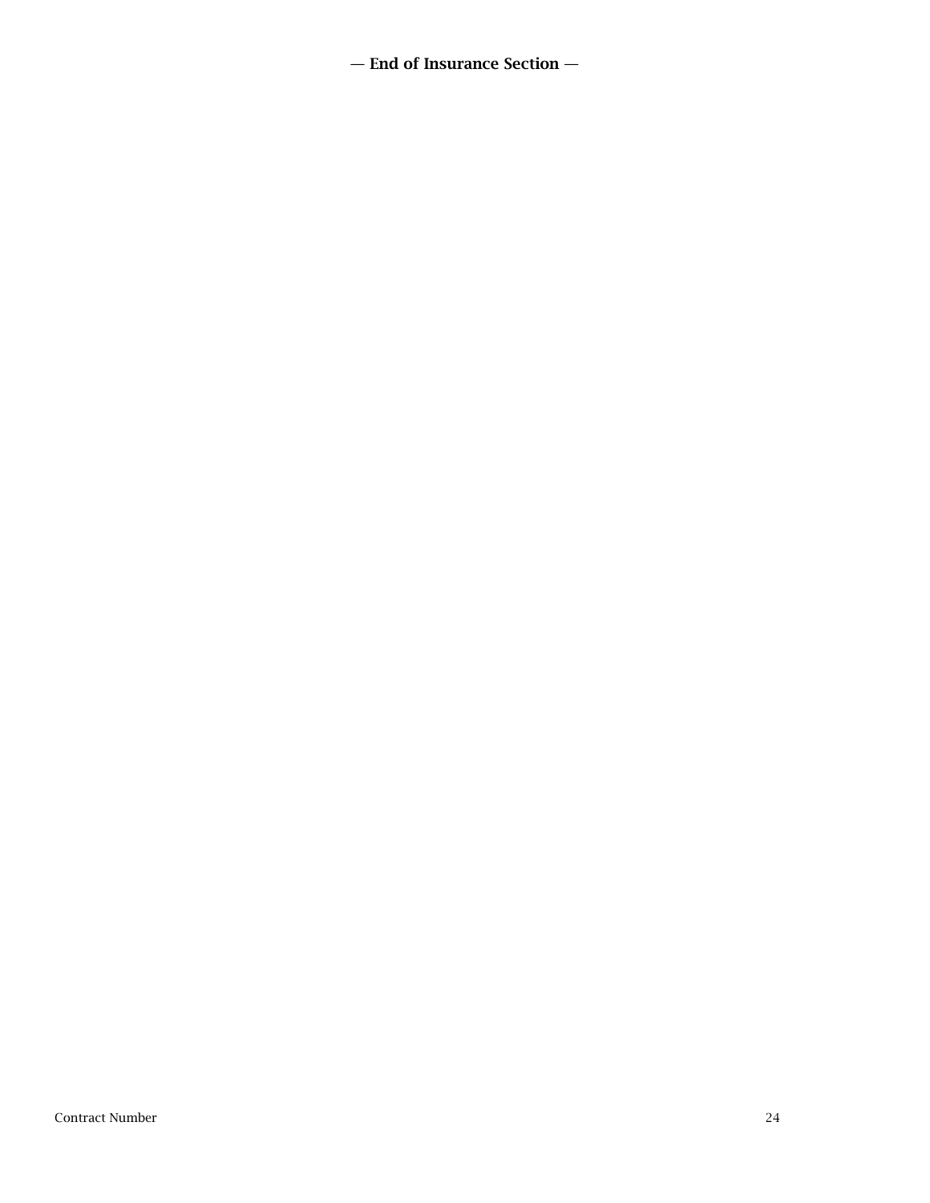**— End of Insurance Section —**